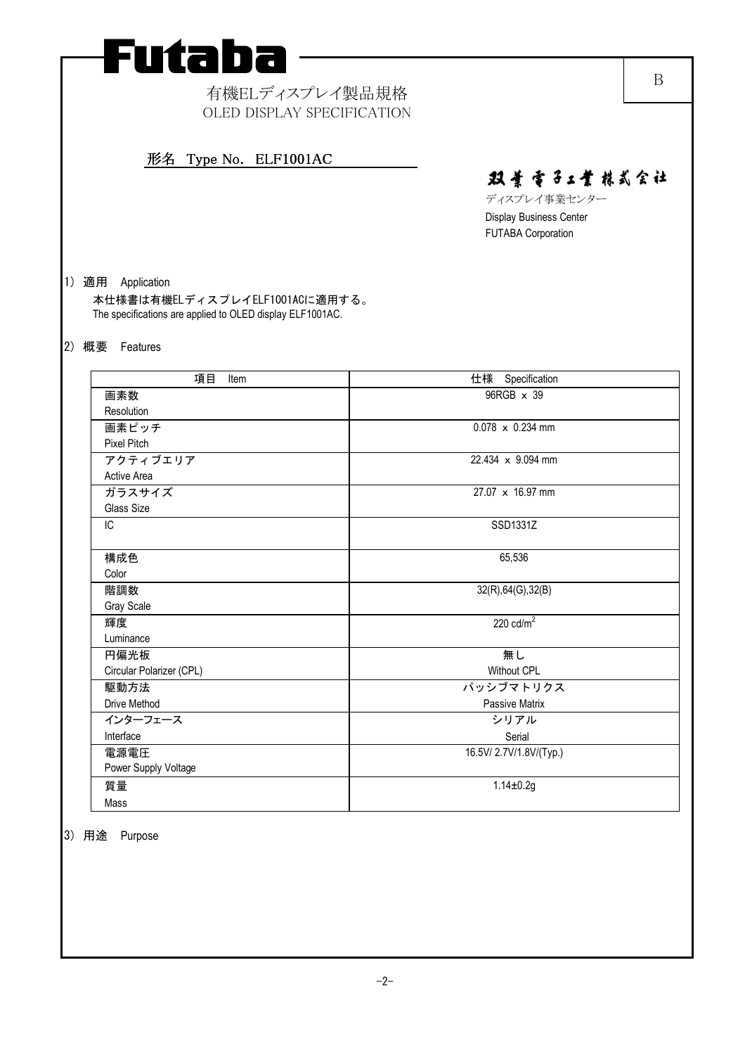# Futaba

B

有機ELディスプレイ製品規格
OLED DISPLAY SPECIFICATION

**形名　Type No.　ELF1001AC**

双葉電子工業株式会社
ディスプレイ事業センター
Display Business Center
FUTABA Corporation

1）適用　Application

本仕様書は有機ELディスプレイELF1001ACに適用する。
The specifications are applied to OLED display ELF1001AC.

2）概要　Features

| 項目　Item | 仕様　Specification |
|---|---|
| 画素数 Resolution | 96RGB x 39 |
| 画素ピッチ Pixel Pitch | 0.078 x 0.234 mm |
| アクティブエリア Active Area | 22.434 x 9.094 mm |
| ガラスサイズ Glass Size | 27.07 x 16.97 mm |
| IC | SSD1331Z |
| 構成色 Color | 65,536 |
| 階調数 Gray Scale | 32(R),64(G),32(B) |
| 輝度 Luminance | 220 cd/m$^2$ |
| 円偏光板 Circular Polarizer (CPL) | 無し Without CPL |
| 駆動方法 Drive Method | パッシブマトリクス Passive Matrix |
| インターフェース Interface | シリアル Serial |
| 電源電圧 Power Supply Voltage | 16.5V/ 2.7V/1.8V/(Typ.) |
| 質量 Mass | 1.14±0.2g |

3）用途　Purpose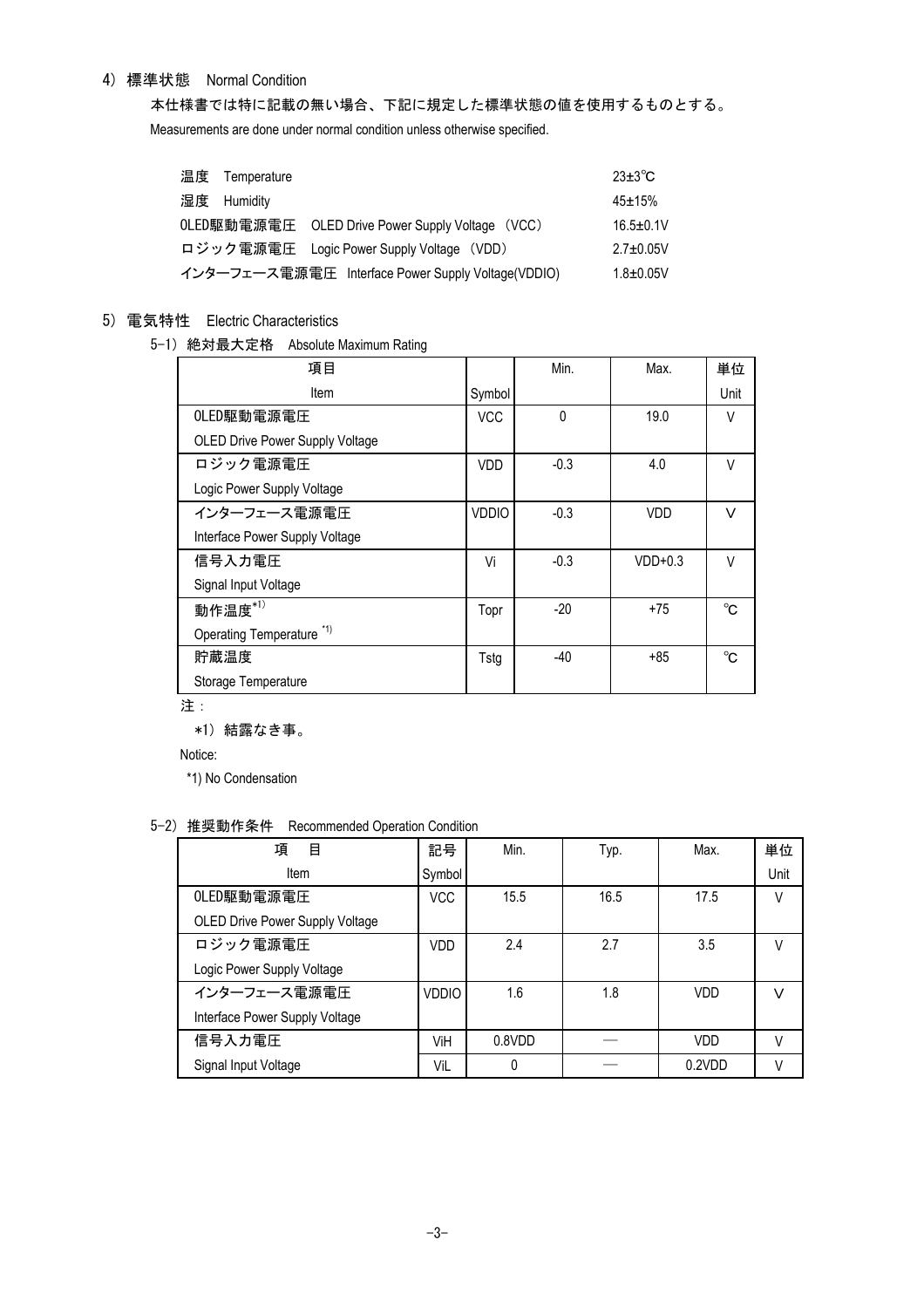## 4） 標準状態　Normal Condition

本仕様書では特に記載の無い場合、下記に規定した標準状態の値を使用するものとする。

Measurements are done under normal condition unless otherwise specified.

| | |
|---|---|
| 温度　Temperature | 23±3℃ |
| 湿度　Humidity | 45±15% |
| OLED駆動電源電圧　OLED Drive Power Supply Voltage （VCC） | 16.5±0.1V |
| ロジック電源電圧　Logic Power Supply Voltage （VDD） | 2.7±0.05V |
| インターフェース電源電圧　Interface Power Supply Voltage(VDDIO) | 1.8±0.05V |

## 5） 電気特性　Electric Characteristics

### 5-1） 絶対最大定格　Absolute Maximum Rating

| 項目<br>Item | Symbol | Min. | Max. | 単位<br>Unit |
|---|---|---|---|---|
| OLED駆動電源電圧<br>OLED Drive Power Supply Voltage | VCC | 0 | 19.0 | V |
| ロジック電源電圧<br>Logic Power Supply Voltage | VDD | -0.3 | 4.0 | V |
| インターフェース電源電圧<br>Interface Power Supply Voltage | VDDIO | -0.3 | VDD | V |
| 信号入力電圧<br>Signal Input Voltage | Vi | -0.3 | VDD+0.3 | V |
| 動作温度*1)<br>Operating Temperature *1) | Topr | -20 | +75 | ℃ |
| 貯蔵温度<br>Storage Temperature | Tstg | -40 | +85 | ℃ |

注：

*1） 結露なき事。

Notice:

*1) No Condensation

### 5-2） 推奨動作条件　Recommended Operation Condition

| 項　目<br>Item | 記号<br>Symbol | Min. | Typ. | Max. | 単位<br>Unit |
|---|---|---|---|---|---|
| OLED駆動電源電圧<br>OLED Drive Power Supply Voltage | VCC | 15.5 | 16.5 | 17.5 | V |
| ロジック電源電圧<br>Logic Power Supply Voltage | VDD | 2.4 | 2.7 | 3.5 | V |
| インターフェース電源電圧<br>Interface Power Supply Voltage | VDDIO | 1.6 | 1.8 | VDD | V |
| 信号入力電圧 | ViH | 0.8VDD | — | VDD | V |
| Signal Input Voltage | ViL | 0 | — | 0.2VDD | V |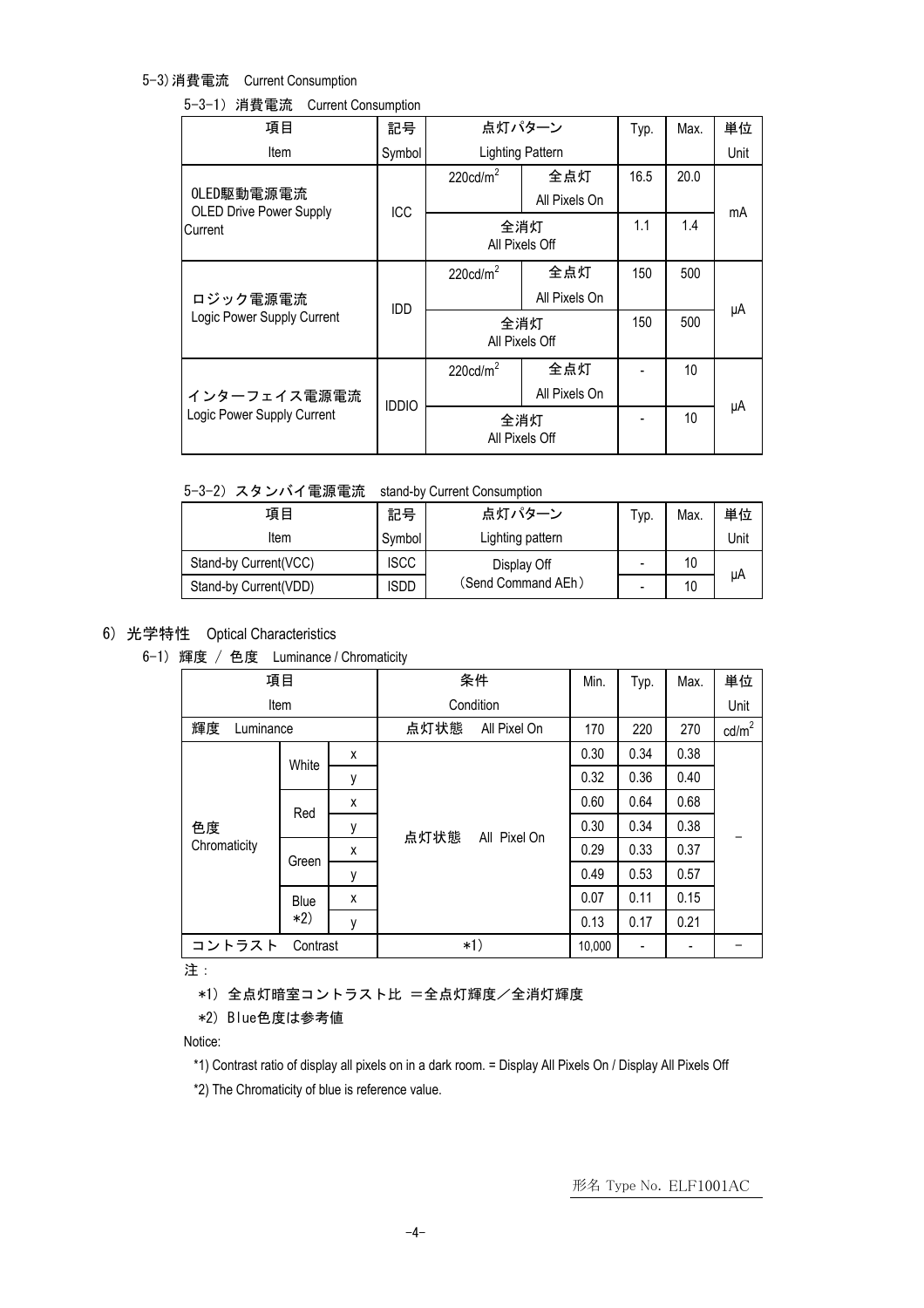### 5-3) 消費電流　Current Consumption

#### 5-3-1) 消費電流　Current Consumption

| 項目<br>Item | 記号<br>Symbol | 点灯パターン<br>Lighting Pattern | | Typ. | Max. | 単位<br>Unit |
|---|---|---|---|---|---|---|
| OLED駆動電源電流<br>OLED Drive Power Supply Current | ICC | $220cd/m^2$ | 全点灯<br>All Pixels On | 16.5 | 20.0 | mA |
| | | 全消灯<br>All Pixels Off | | 1.1 | 1.4 | |
| ロジック電源電流<br>Logic Power Supply Current | IDD | $220cd/m^2$ | 全点灯<br>All Pixels On | 150 | 500 | μA |
| | | 全消灯<br>All Pixels Off | | 150 | 500 | |
| インターフェイス電源電流<br>Logic Power Supply Current | IDDIO | $220cd/m^2$ | 全点灯<br>All Pixels On | - | 10 | μA |
| | | 全消灯<br>All Pixels Off | | - | 10 | |

#### 5-3-2) スタンバイ電源電流　stand-by Current Consumption

| 項目<br>Item | 記号<br>Symbol | 点灯パターン<br>Lighting pattern | Typ. | Max. | 単位<br>Unit |
|---|---|---|---|---|---|
| Stand-by Current(VCC) | ISCC | Display Off<br>(Send Command AEh) | - | 10 | μA |
| Stand-by Current(VDD) | ISDD | | - | 10 | |

## 6) 光学特性　Optical Characteristics

### 6-1) 輝度 / 色度　Luminance / Chromaticity

| 項目<br>Item | | | 条件<br>Condition | Min. | Typ. | Max. | 単位<br>Unit |
|---|---|---|---|---|---|---|---|
| 輝度　Luminance | | | 点灯状態　All Pixel On | 170 | 220 | 270 | $cd/m^2$ |
| 色度<br>Chromaticity | White | x | 点灯状態　All Pixel On | 0.30 | 0.34 | 0.38 | − |
| | | y | | 0.32 | 0.36 | 0.40 | |
| | Red | x | | 0.60 | 0.64 | 0.68 | |
| | | y | | 0.30 | 0.34 | 0.38 | |
| | Green | x | | 0.29 | 0.33 | 0.37 | |
| | | y | | 0.49 | 0.53 | 0.57 | |
| | Blue *2) | x | | 0.07 | 0.11 | 0.15 | |
| | | y | | 0.13 | 0.17 | 0.21 | |
| コントラスト　Contrast | | | *1) | 10,000 | - | - | − |

注：

*1) 全点灯暗室コントラスト比 ＝全点灯輝度／全消灯輝度

*2) Blue色度は参考値

Notice:

*1) Contrast ratio of display all pixels on in a dark room. = Display All Pixels On / Display All Pixels Off

*2) The Chromaticity of blue is reference value.

形名 Type No. ELF1001AC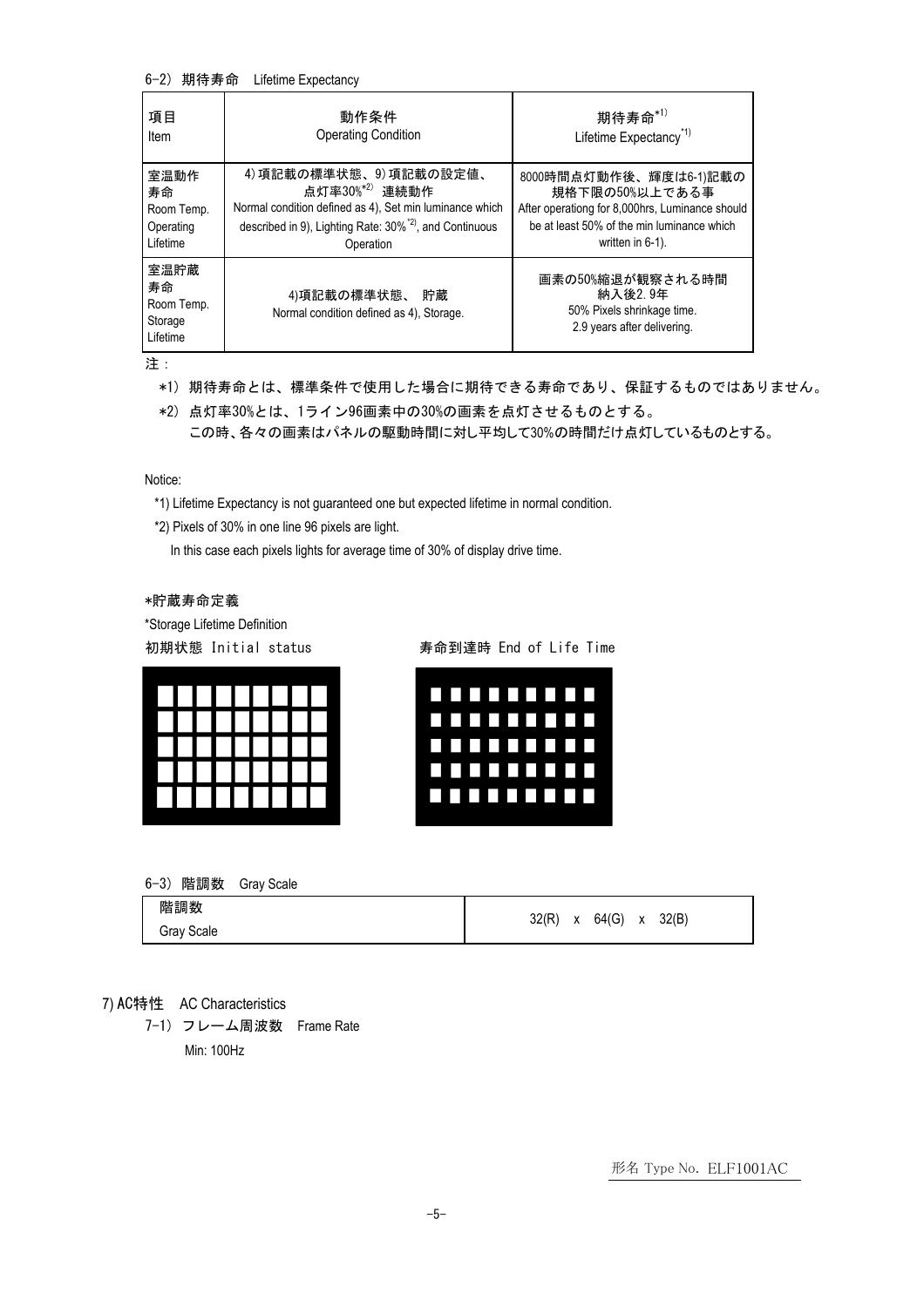6-2) 期待寿命　Lifetime Expectancy

| 項目<br>Item | 動作条件<br>Operating Condition | 期待寿命*1)<br>Lifetime Expectancy*1) |
|---|---|---|
| 室温動作寿命<br>Room Temp. Operating Lifetime | 4)項記載の標準状態、9)項記載の設定値、点灯率30%*2) 連続動作<br>Normal condition defined as 4), Set min luminance which described in 9), Lighting Rate: 30%*2), and Continuous Operation | 8000時間点灯動作後、輝度は6-1)記載の規格下限の50%以上である事<br>After operationg for 8,000hrs, Luminance should be at least 50% of the min luminance which written in 6-1). |
| 室温貯蔵寿命<br>Room Temp. Storage Lifetime | 4)項記載の標準状態、 貯蔵<br>Normal condition defined as 4), Storage. | 画素の50%縮退が観察される時間<br>納入後2.9年<br>50% Pixels shrinkage time.<br>2.9 years after delivering. |

注：

*1) 期待寿命とは、標準条件で使用した場合に期待できる寿命であり、保証するものではありません。

*2) 点灯率30%とは、1ライン96画素中の30%の画素を点灯させるものとする。
この時、各々の画素はパネルの駆動時間に対し平均して30%の時間だけ点灯しているものとする。

Notice:

*1) Lifetime Expectancy is not guaranteed one but expected lifetime in normal condition.

*2) Pixels of 30% in one line 96 pixels are light.
In this case each pixels lights for average time of 30% of display drive time.

*貯蔵寿命定義

*Storage Lifetime Definition

初期状態 Initial status　　　　寿命到達時 End of Life Time

6-3) 階調数　Gray Scale

| 階調数<br>Gray Scale | 32(R) x 64(G) x 32(B) |
|---|---|

## 7) AC特性　AC Characteristics

7-1) フレーム周波数　Frame Rate

Min: 100Hz

形名 Type No. ELF1001AC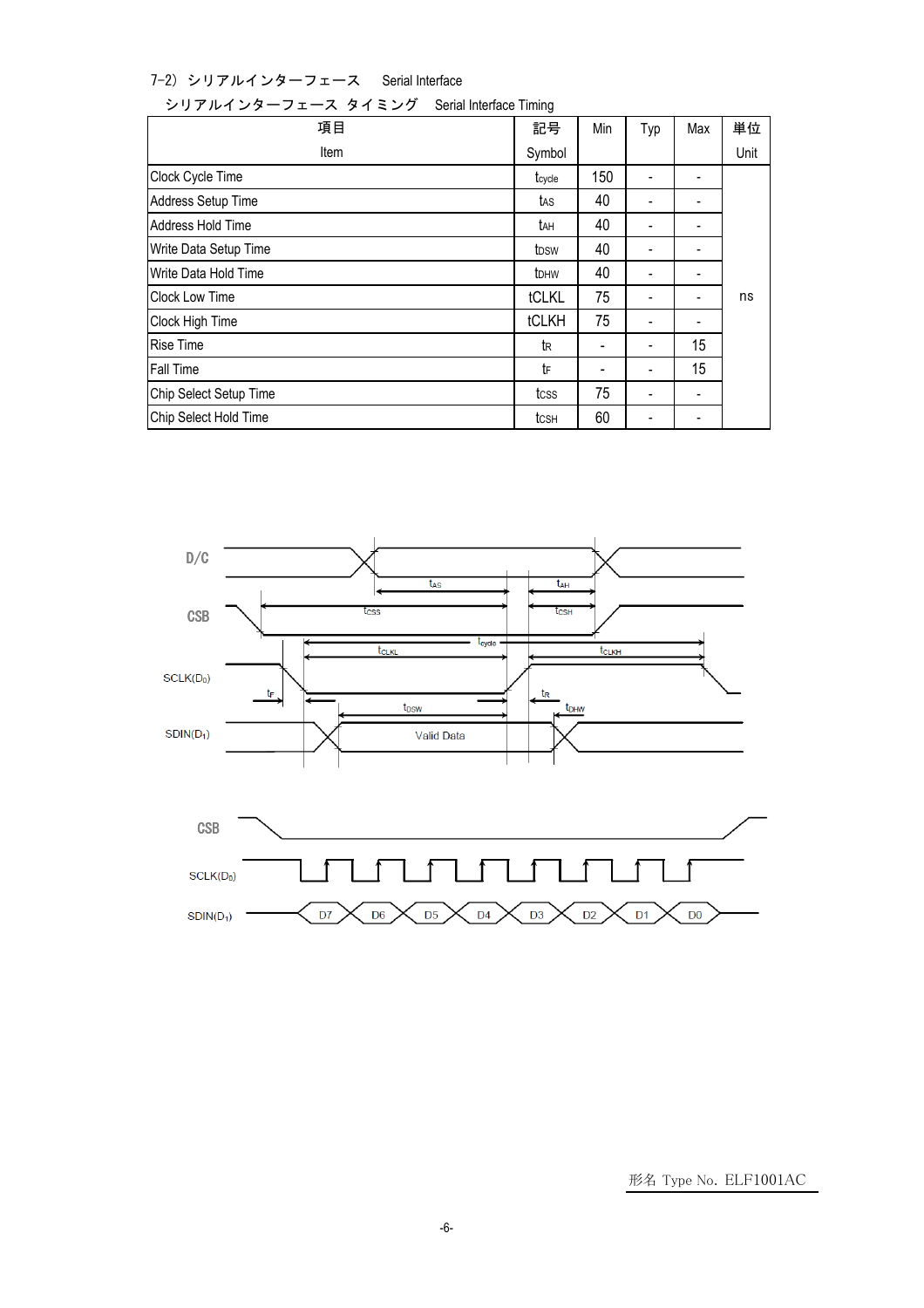7-2) シリアルインターフェース　Serial Interface

シリアルインターフェース タイミング　Serial Interface Timing

| 項目<br>Item | 記号<br>Symbol | Min | Typ | Max | 単位<br>Unit |
|---|---|---|---|---|---|
| Clock Cycle Time | $t_{cycle}$ | 150 | - | - | ns |
| Address Setup Time | $t_{AS}$ | 40 | - | - | |
| Address Hold Time | $t_{AH}$ | 40 | - | - | |
| Write Data Setup Time | $t_{DSW}$ | 40 | - | - | |
| Write Data Hold Time | $t_{DHW}$ | 40 | - | - | |
| Clock Low Time | tCLKL | 75 | - | - | |
| Clock High Time | tCLKH | 75 | - | - | |
| Rise Time | $t_R$ | - | - | 15 | |
| Fall Time | $t_F$ | - | - | 15 | |
| Chip Select Setup Time | $t_{CSS}$ | 75 | - | - | |
| Chip Select Hold Time | $t_{CSH}$ | 60 | - | - | |

形名 Type No. ELF1001AC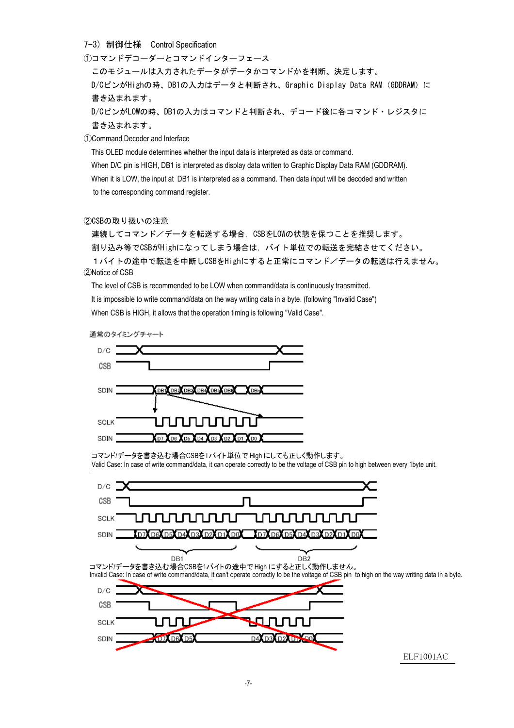### 7-3） 制御仕様　Control Specification

①コマンドデコーダーとコマンドインターフェース

このモジュールは入力されたデータがデータかコマンドかを判断、決定します。

D/CピンがHighの時、DB1の入力はデータと判断され、Graphic Display Data RAM（GDDRAM）に書き込まれます。

D/CピンがLOWの時、DB1の入力はコマンドと判断され、デコード後に各コマンド・レジスタに書き込まれます。

①Command Decoder and Interface

This OLED module determines whether the input data is interpreted as data or command.

When D/C pin is HIGH, DB1 is interpreted as display data written to Graphic Display Data RAM (GDDRAM).

When it is LOW, the input at DB1 is interpreted as a command. Then data input will be decoded and written to the corresponding command register.

②CSBの取り扱いの注意

連続してコマンド／データを転送する場合，CSBをLOWの状態を保つことを推奨します。

割り込み等でCSBがHighになってしまう場合は，バイト単位での転送を完結させてください。

１バイトの途中で転送を中断しCSBをHighにすると正常にコマンド／データの転送は行えません。

②Notice of CSB

The level of CSB is recommended to be LOW when command/data is continuously transmitted.

It is impossible to write command/data on the way writing data in a byte. (following "Invalid Case")

When CSB is HIGH, it allows that the operation timing is following "Valid Case".

通常のタイミングチャート

D/C

CSB

SDIN　DB1 DB2 DB3 DB4 DB5 DB6 DBn

SCLK

SDIN　D7 D6 D5 D4 D3 D2 D1 D0

コマンド/データを書き込む場合CSBを1バイト単位で High にしても正しく動作します。

Valid Case: In case of write command/data, it can operate correctly to be the voltage of CSB pin to high between every 1byte unit.

D/C

CSB

SCLK

SDIN　D7 D6 D5 D4 D3 D2 D1 D0　D7 D6 D5 D4 D3 D2 D1 D0

DB1　DB2

コマンド/データを書き込む場合CSBを1バイトの途中で High にすると正しく動作しません。

Invalid Case: In case of write command/data, it can't operate correctly to be the voltage of CSB pin to high on the way writing data in a byte.

D/C

CSB

SCLK

SDIN　D7 D6 D5　D4 D3 D2 D1 D0

ELF1001AC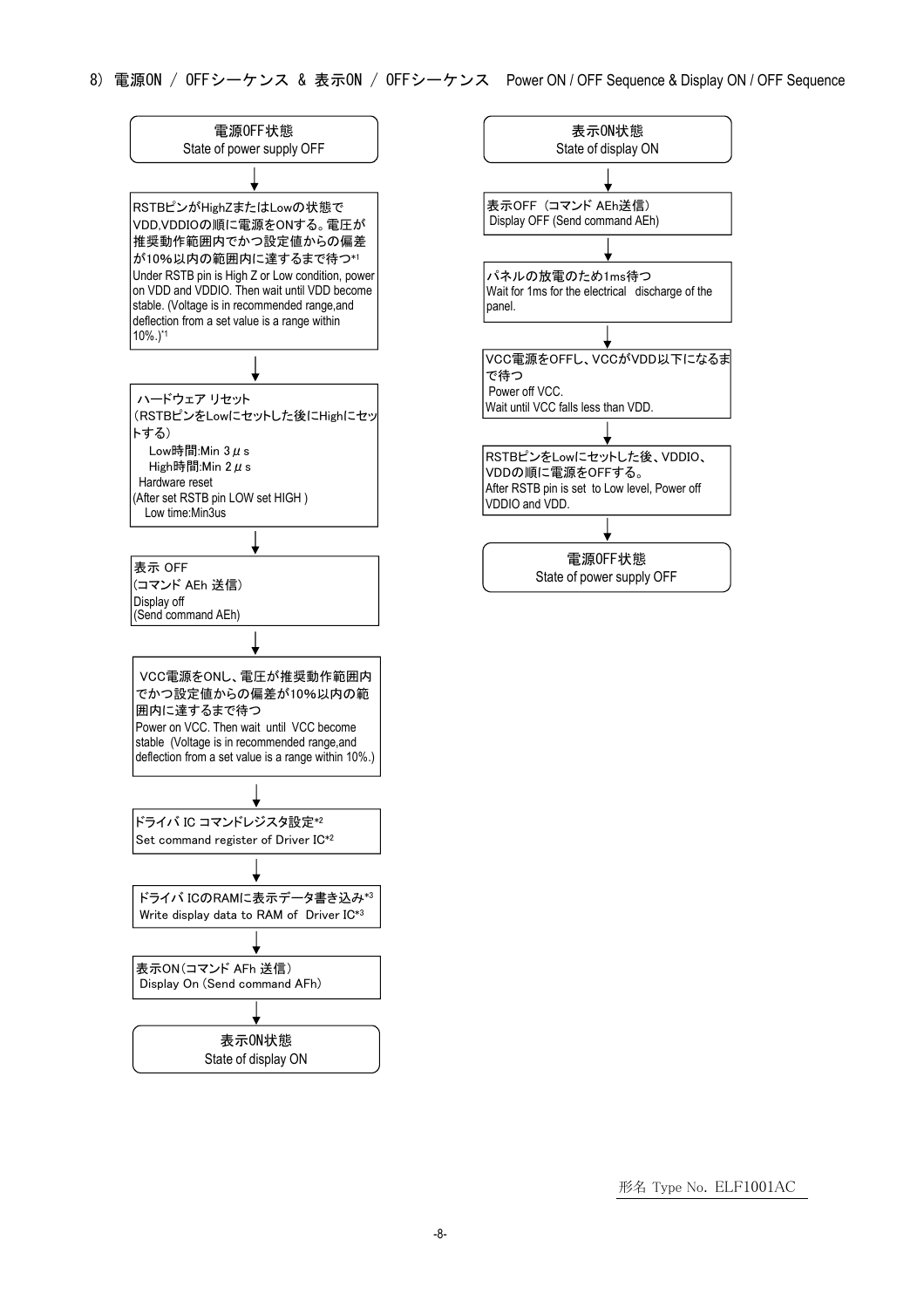## 8) 電源ON / OFFシーケンス & 表示ON / OFFシーケンス　Power ON / OFF Sequence & Display ON / OFF Sequence

**電源OFF状態**
State of power supply OFF

↓

RSTBピンがHighZまたはLowの状態でVDD,VDDIOの順に電源をONする。電圧が推奨動作範囲内でかつ設定値からの偏差が10%以内の範囲内に達するまで待つ*1
Under RSTB pin is High Z or Low condition, power on VDD and VDDIO. Then wait until VDD become stable. (Voltage is in recommended range,and deflection from a set value is a range within 10%.)*1

↓

ハードウェア リセット
（RSTBピンをLowにセットした後にHighにセットする）
Low時間:Min 3μs
High時間:Min 2μs
Hardware reset
(After set RSTB pin LOW set HIGH )
Low time:Min3us

↓

表示 OFF
(コマンド AEh 送信)
Display off
(Send command AEh)

↓

VCC電源をONし、電圧が推奨動作範囲内でかつ設定値からの偏差が10%以内の範囲内に達するまで待つ
Power on VCC. Then wait until VCC become stable (Voltage is in recommended range,and deflection from a set value is a range within 10%.)

↓

ドライバ IC コマンドレジスタ設定*2
Set command register of Driver IC*2

↓

ドライバ ICのRAMに表示データ書き込み*3
Write display data to RAM of Driver IC*3

↓

表示ON(コマンド AFh 送信)
Display On (Send command AFh)

↓

**表示ON状態**
State of display ON

---

**表示ON状態**
State of display ON

↓

表示OFF（コマンド AEh送信）
Display OFF (Send command AEh)

↓

パネルの放電のため1ms待つ
Wait for 1ms for the electrical discharge of the panel.

↓

VCC電源をOFFし、VCCがVDD以下になるまで待つ
Power off VCC.
Wait until VCC falls less than VDD.

↓

RSTBピンをLowにセットした後、VDDIO、VDDの順に電源をOFFする。
After RSTB pin is set to Low level, Power off VDDIO and VDD.

↓

**電源OFF状態**
State of power supply OFF

形名 Type No. ELF1001AC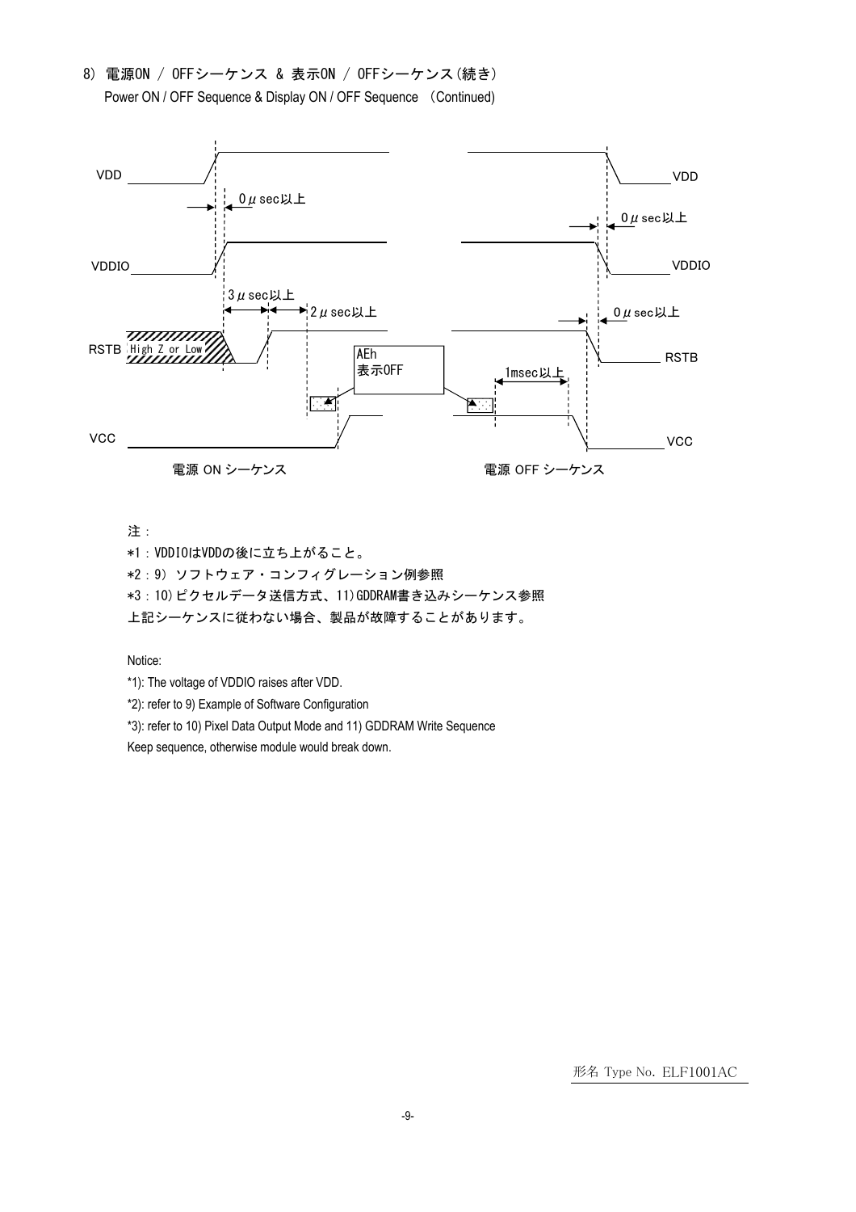## 8) 電源ON / OFFシーケンス & 表示ON / OFFシーケンス(続き)

Power ON / OFF Sequence & Display ON / OFF Sequence (Continued)

VDD

0μsec以上

VDDIO

3μsec以上

2μsec以上

RSTB High Z or Low

AEh
表示OFF

1msec以上

0μsec以上

0μsec以上

VCC

電源 ON シーケンス

電源 OFF シーケンス

注：

*1：VDDIOはVDDの後に立ち上がること。

*2：9) ソフトウェア・コンフィグレーション例参照

*3：10)ピクセルデータ送信方式、11)GDDRAM書き込みシーケンス参照

上記シーケンスに従わない場合、製品が故障することがあります。

Notice:

*1): The voltage of VDDIO raises after VDD.

*2): refer to 9) Example of Software Configuration

*3): refer to 10) Pixel Data Output Mode and 11) GDDRAM Write Sequence

Keep sequence, otherwise module would break down.

形名 Type No. ELF1001AC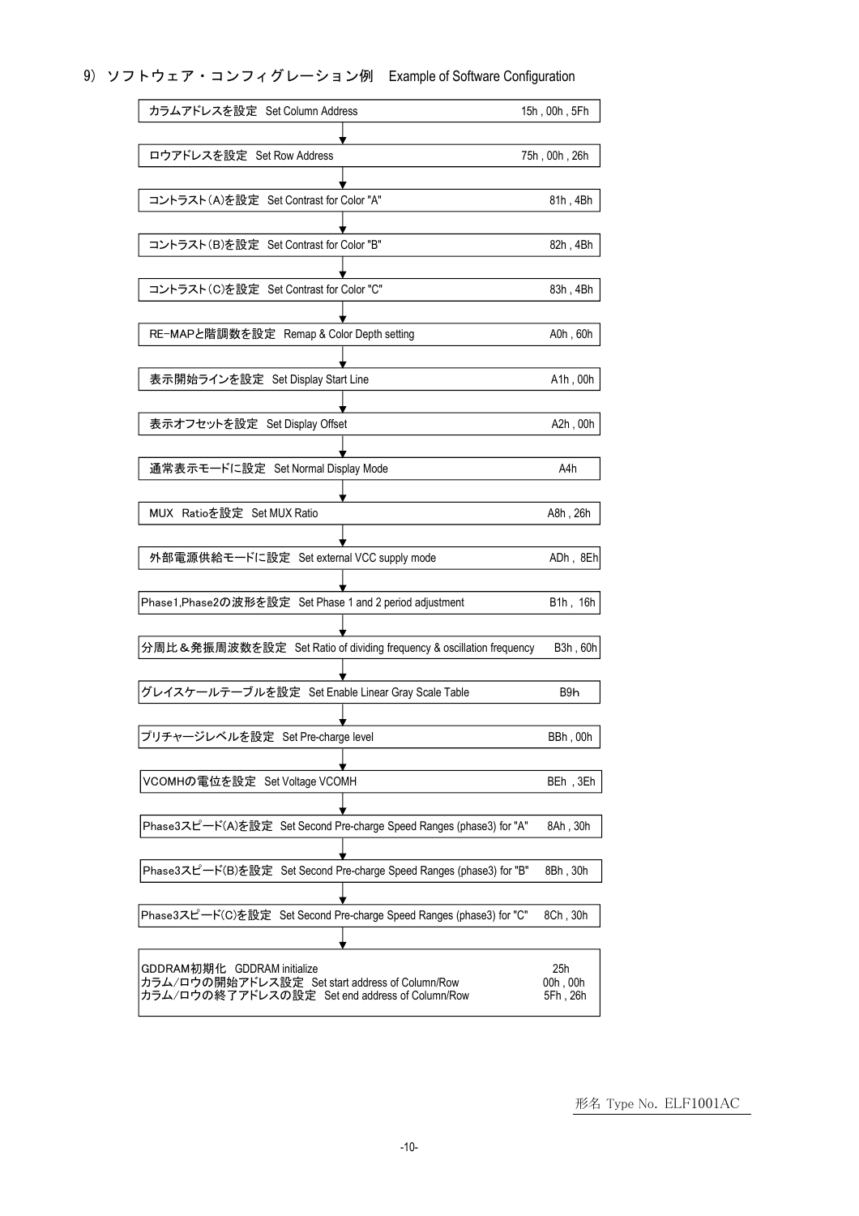## 9) ソフトウェア・コンフィグレーション例　Example of Software Configuration

| 設定内容 | コマンド |
| --- | --- |
| カラムアドレスを設定　Set Column Address | 15h , 00h , 5Fh |
| ↓ | |
| ロウアドレスを設定　Set Row Address | 75h , 00h , 26h |
| ↓ | |
| コントラスト(A)を設定　Set Contrast for Color "A" | 81h , 4Bh |
| ↓ | |
| コントラスト(B)を設定　Set Contrast for Color "B" | 82h , 4Bh |
| ↓ | |
| コントラスト(C)を設定　Set Contrast for Color "C" | 83h , 4Bh |
| ↓ | |
| RE-MAPと階調数を設定　Remap & Color Depth setting | A0h , 60h |
| ↓ | |
| 表示開始ラインを設定　Set Display Start Line | A1h , 00h |
| ↓ | |
| 表示オフセットを設定　Set Display Offset | A2h , 00h |
| ↓ | |
| 通常表示モードに設定　Set Normal Display Mode | A4h |
| ↓ | |
| MUX　Ratioを設定　Set MUX Ratio | A8h , 26h |
| ↓ | |
| 外部電源供給モードに設定　Set external VCC supply mode | ADh , 8Eh |
| ↓ | |
| Phase1,Phase2の波形を設定　Set Phase 1 and 2 period adjustment | B1h , 16h |
| ↓ | |
| 分周比＆発振周波数を設定　Set Ratio of dividing frequency & oscillation frequency | B3h , 60h |
| ↓ | |
| グレイスケールテーブルを設定　Set Enable Linear Gray Scale Table | B9h |
| ↓ | |
| プリチャージレベルを設定　Set Pre-charge level | BBh , 00h |
| ↓ | |
| VCOMHの電位を設定　Set Voltage VCOMH | BEh , 3Eh |
| ↓ | |
| Phase3スピード(A)を設定　Set Second Pre-charge Speed Ranges (phase3) for "A" | 8Ah , 30h |
| ↓ | |
| Phase3スピード(B)を設定　Set Second Pre-charge Speed Ranges (phase3) for "B" | 8Bh , 30h |
| ↓ | |
| Phase3スピード(C)を設定　Set Second Pre-charge Speed Ranges (phase3) for "C" | 8Ch , 30h |
| ↓ | |
| GDDRAM初期化　GDDRAM initialize | 25h |
| カラム/ロウの開始アドレス設定　Set start address of Column/Row | 00h , 00h |
| カラム/ロウの終了アドレスの設定　Set end address of Column/Row | 5Fh , 26h |

形名 Type No. ELF1001AC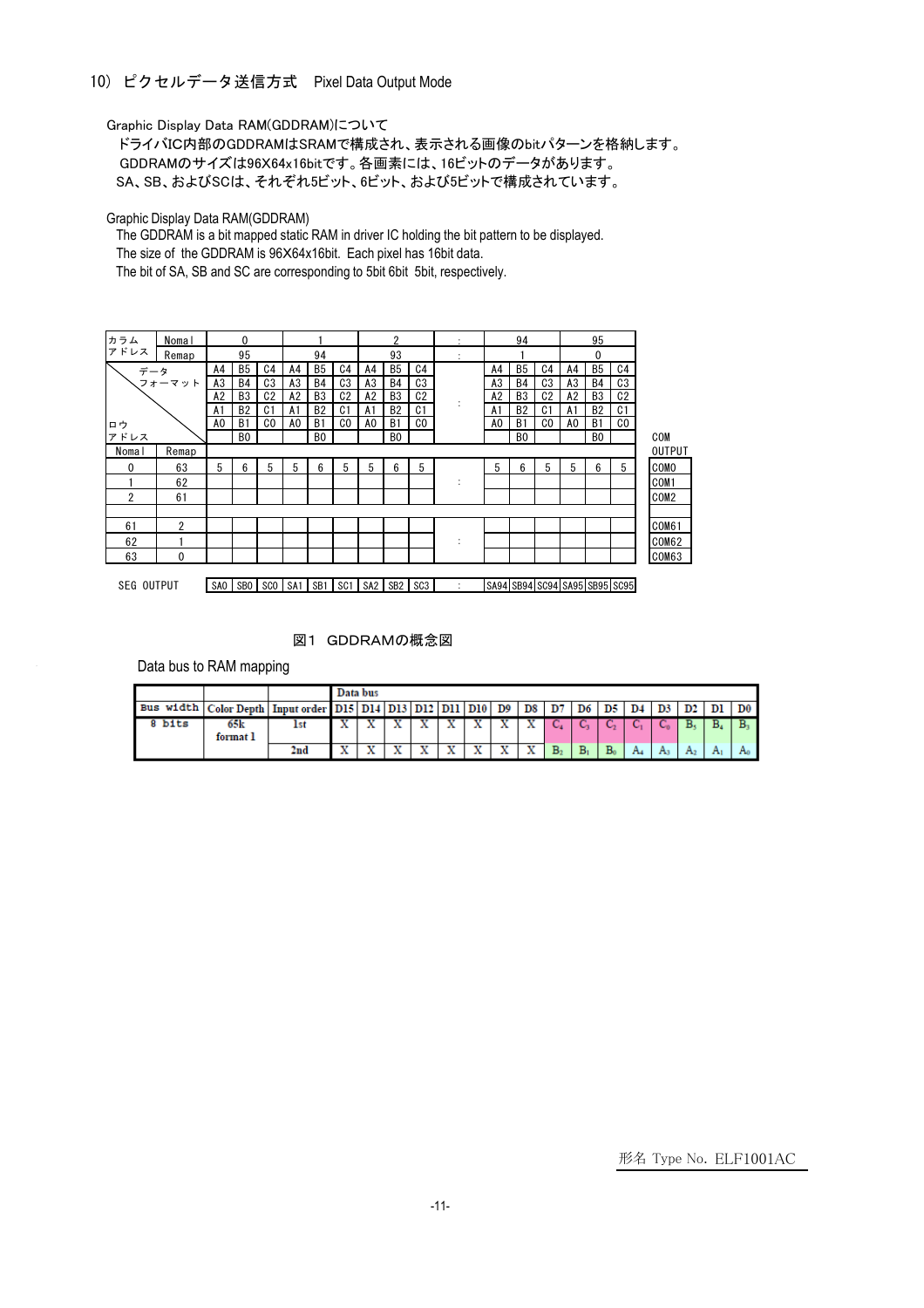## 10） ピクセルデータ送信方式　Pixel Data Output Mode

Graphic Display Data RAM(GDDRAM)について

ドライバIC内部のGDDRAMはSRAMで構成され、表示される画像のbitパターンを格納します。
GDDRAMのサイズは96X64x16bitです。各画素には、16ビットのデータがあります。
SA、SB、およびSCは、それぞれ5ビット、6ビット、および5ビットで構成されています。

Graphic Display Data RAM(GDDRAM)

The GDDRAM is a bit mapped static RAM in driver IC holding the bit pattern to be displayed.
The size of the GDDRAM is 96X64x16bit. Each pixel has 16bit data.
The bit of SA, SB and SC are corresponding to 5bit 6bit 5bit, respectively.

| カラムアドレス | Nomal | 0 | | | 1 | | | 2 | | | : | 94 | | | 95 | | | |
|---|---|---|---|---|---|---|---|---|---|---|---|---|---|---|---|---|---|---|
| | Remap | 95 | | | 94 | | | 93 | | | : | 1 | | | 0 | | | |
| データフォーマット | | A4 | B5 | C4 | A4 | B5 | C4 | A4 | B5 | C4 | | A4 | B5 | C4 | A4 | B5 | C4 | |
| | | A3 | B4 | C3 | A3 | B4 | C3 | A3 | B4 | C3 | | A3 | B4 | C3 | A3 | B4 | C3 | |
| | | A2 | B3 | C2 | A2 | B3 | C2 | A2 | B3 | C2 | : | A2 | B3 | C2 | A2 | B3 | C2 | |
| | | A1 | B2 | C1 | A1 | B2 | C1 | A1 | B2 | C1 | | A1 | B2 | C1 | A1 | B2 | C1 | |
| ロウアドレス | | A0 | B1 | C0 | A0 | B1 | C0 | A0 | B1 | C0 | | A0 | B1 | C0 | A0 | B1 | C0 | |
| | | | B0 | | | B0 | | | B0 | | | | B0 | | | B0 | | COM OUTPUT |
| Nomal | Remap | | | | | | | | | | | | | | | | | |
| 0 | 63 | 5 | 6 | 5 | 5 | 6 | 5 | 5 | 6 | 5 | | 5 | 6 | 5 | 5 | 6 | 5 | COM0 |
| 1 | 62 | | | | | | | | | | : | | | | | | | COM1 |
| 2 | 61 | | | | | | | | | | | | | | | | | COM2 |
| | | | | | | | | | | | | | | | | | | |
| 61 | 2 | | | | | | | | | | | | | | | | | COM61 |
| 62 | 1 | | | | | | | | | | : | | | | | | | COM62 |
| 63 | 0 | | | | | | | | | | | | | | | | | COM63 |
| SEG OUTPUT | | SA0 | SB0 | SC0 | SA1 | SB1 | SC1 | SA2 | SB2 | SC3 | : | SA94 | SB94 | SC94 | SA95 | SB95 | SC95 | |

図1　GDDRAMの概念図

Data bus to RAM mapping

| Bus width | Color Depth | Input order | D15 | D14 | D13 | D12 | D11 | D10 | D9 | D8 | D7 | D6 | D5 | D4 | D3 | D2 | D1 | D0 |
|---|---|---|---|---|---|---|---|---|---|---|---|---|---|---|---|---|---|---|
| 8 bits | 65k format 1 | 1st | X | X | X | X | X | X | X | X | $C_4$ | $C_3$ | $C_2$ | $C_1$ | $C_0$ | $B_5$ | $B_4$ | $B_3$ |
| | | 2nd | X | X | X | X | X | X | X | X | $B_2$ | $B_1$ | $B_0$ | $A_4$ | $A_3$ | $A_2$ | $A_1$ | $A_0$ |

形名 Type No. ELF1001AC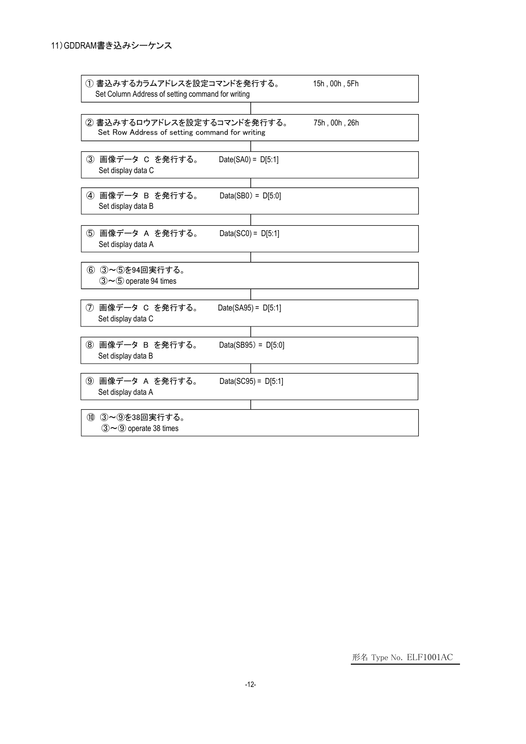## 11）GDDRAM書き込みシーケンス

① 書込みするカラムアドレスを設定コマンドを発行する。　　15h , 00h , 5Fh
Set Column Address of setting command for writing

② 書込みするロウアドレスを設定するコマンドを発行する。　　75h , 00h , 26h
Set Row Address of setting command for writing

③ 画像データ C を発行する。　　Date(SA0) = D[5:1]
Set display data C

④ 画像データ B を発行する。　　Data(SB0) = D[5:0]
Set display data B

⑤ 画像データ A を発行する。　　Data(SC0) = D[5:1]
Set display data A

⑥ ③～⑤を94回実行する。
③～⑤ operate 94 times

⑦ 画像データ C を発行する。　　Date(SA95) = D[5:1]
Set display data C

⑧ 画像データ B を発行する。　　Data(SB95) = D[5:0]
Set display data B

⑨ 画像データ A を発行する。　　Data(SC95) = D[5:1]
Set display data A

⑩ ③～⑨を38回実行する。
③～⑨ operate 38 times

形名 Type No. ELF1001AC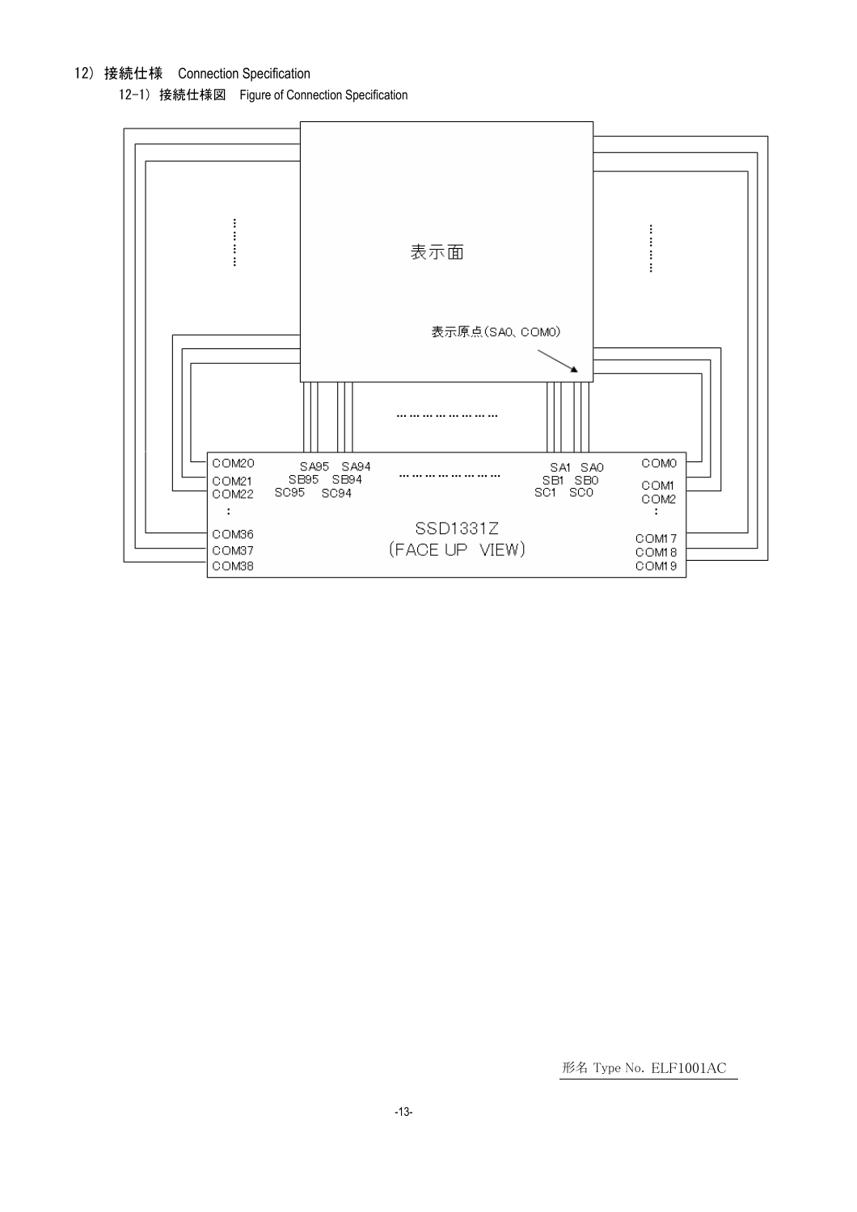## 12) 接続仕様　Connection Specification

### 12-1) 接続仕様図　Figure of Connection Specification

表示面

表示原点(SA0、COM0)

COM20
COM21
COM22
:
COM36
COM37
COM38

SA95　SA94
SB95　SB94
SC95　SC94

SA1　SA0
SB1　SB0
SC1　SC0

COM0
COM1
COM2
:
COM17
COM18
COM19

SSD1331Z
(FACE UP VIEW)

形名 Type No. ELF1001AC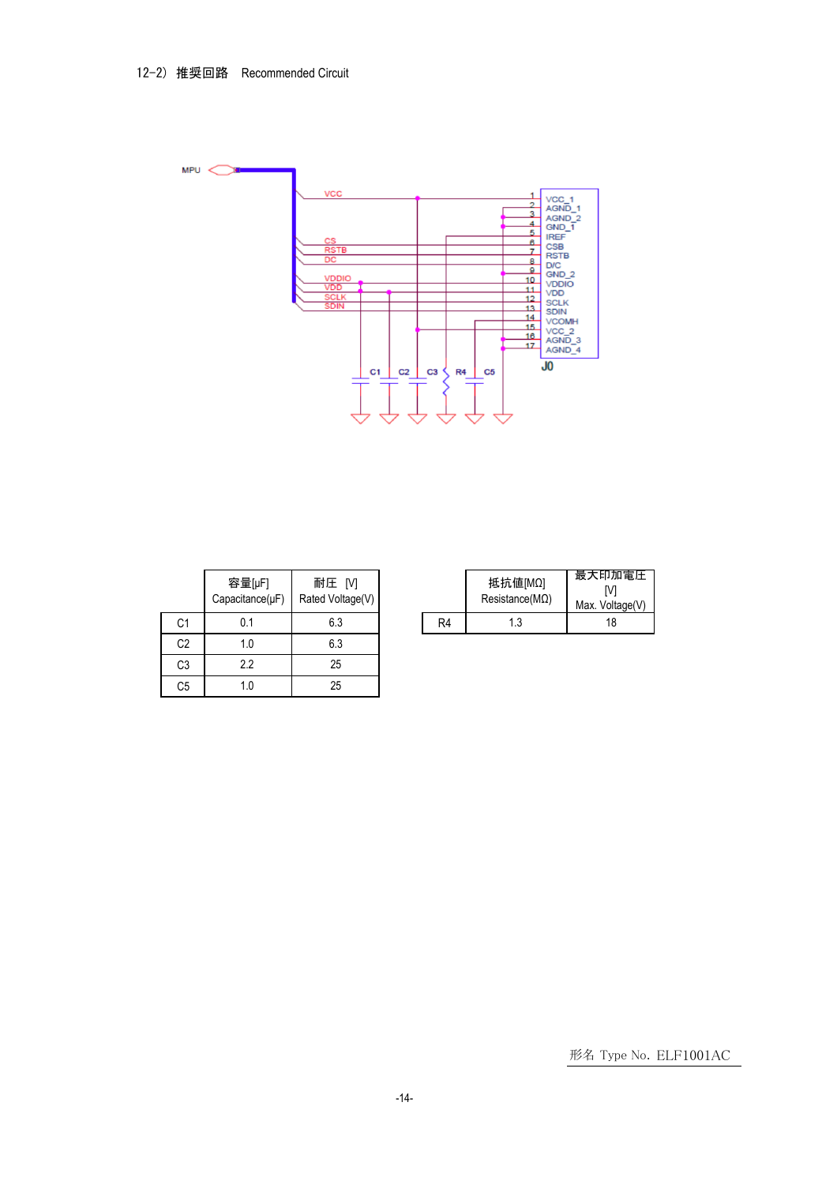12-2) 推奨回路 Recommended Circuit

MPU

VCC
CS
RSTB
DC
VDDIO
VDD
SCLK
SDIN

1 VCC_1
2 AGND_1
3 AGND_2
4 GND_1
5 IREF
6 CSB
7 RSTB
8 D/C
9 GND_2
10 VDDIO
11 VDD
12 SCLK
13 SDIN
14 VCOMH
15 VCC_2
16 AGND_3
17 AGND_4

J0

C1 C2 C3 R4 C5

| | 容量[μF] Capacitance(μF) | 耐圧 [V] Rated Voltage(V) |
|---|---|---|
| C1 | 0.1 | 6.3 |
| C2 | 1.0 | 6.3 |
| C3 | 2.2 | 25 |
| C5 | 1.0 | 25 |

| | 抵抗値[MΩ] Resistance(MΩ) | 最大印加電圧 [V] Max. Voltage(V) |
|---|---|---|
| R4 | 1.3 | 18 |

形名 Type No. ELF1001AC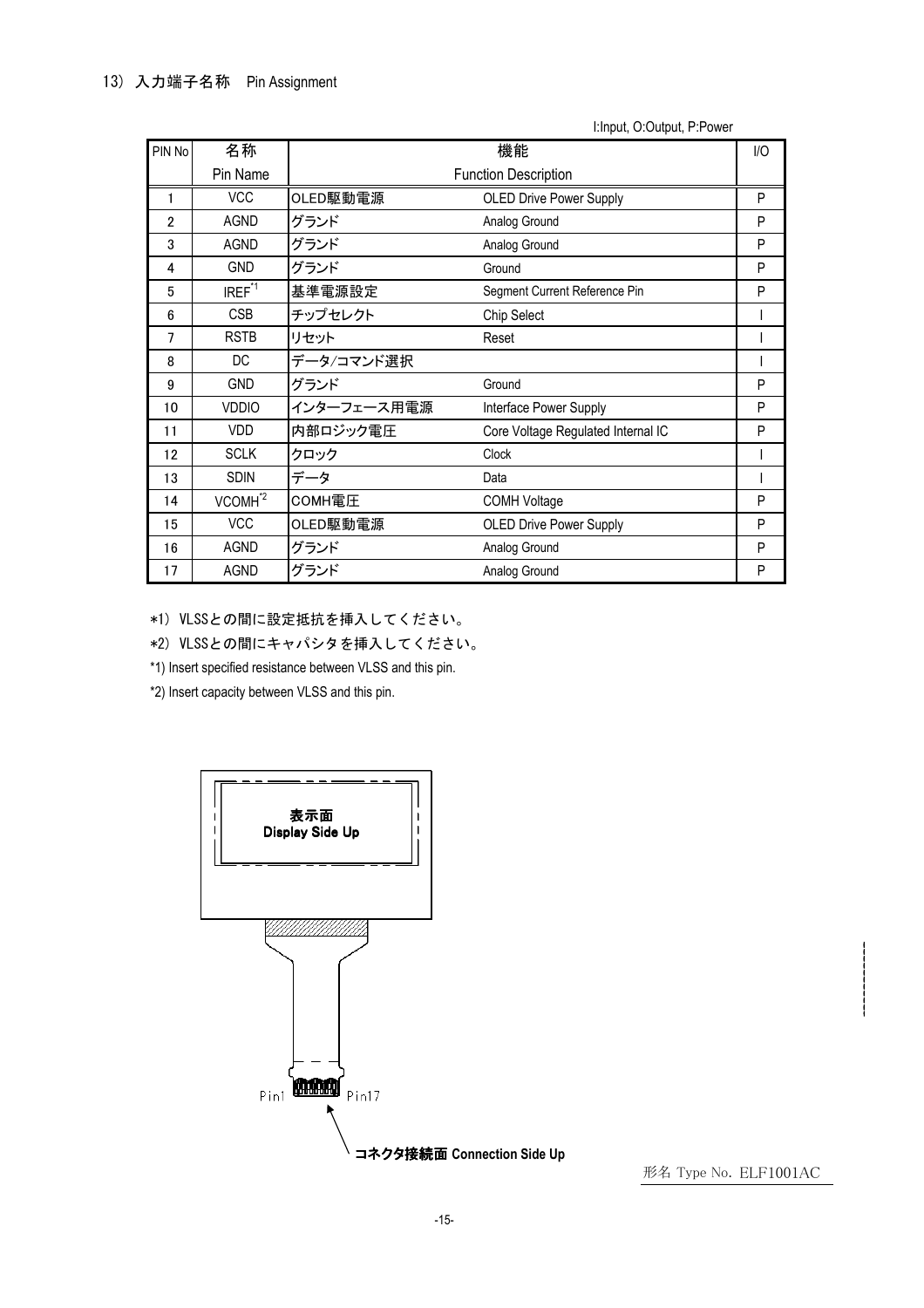## 13) 入力端子名称　Pin Assignment

I:Input, O:Output, P:Power

| PIN No | 名称<br>Pin Name | 機能<br>Function Description | | I/O |
|---|---|---|---|---|
| 1 | VCC | OLED駆動電源 | OLED Drive Power Supply | P |
| 2 | AGND | グランド | Analog Ground | P |
| 3 | AGND | グランド | Analog Ground | P |
| 4 | GND | グランド | Ground | P |
| 5 | IREF*1 | 基準電源設定 | Segment Current Reference Pin | P |
| 6 | CSB | チップセレクト | Chip Select | I |
| 7 | RSTB | リセット | Reset | I |
| 8 | DC | データ/コマンド選択 | | I |
| 9 | GND | グランド | Ground | P |
| 10 | VDDIO | インターフェース用電源 | Interface Power Supply | P |
| 11 | VDD | 内部ロジック電圧 | Core Voltage Regulated Internal IC | P |
| 12 | SCLK | クロック | Clock | I |
| 13 | SDIN | データ | Data | I |
| 14 | VCOMH*2 | COMH電圧 | COMH Voltage | P |
| 15 | VCC | OLED駆動電源 | OLED Drive Power Supply | P |
| 16 | AGND | グランド | Analog Ground | P |
| 17 | AGND | グランド | Analog Ground | P |

*1) VLSSとの間に設定抵抗を挿入してください。

*2) VLSSとの間にキャパシタを挿入してください。

*1) Insert specified resistance between VLSS and this pin.

*2) Insert capacity between VLSS and this pin.

表示面
Display Side Up

Pin1　Pin17

コネクタ接続面 Connection Side Up

形名 Type No. ELF1001AC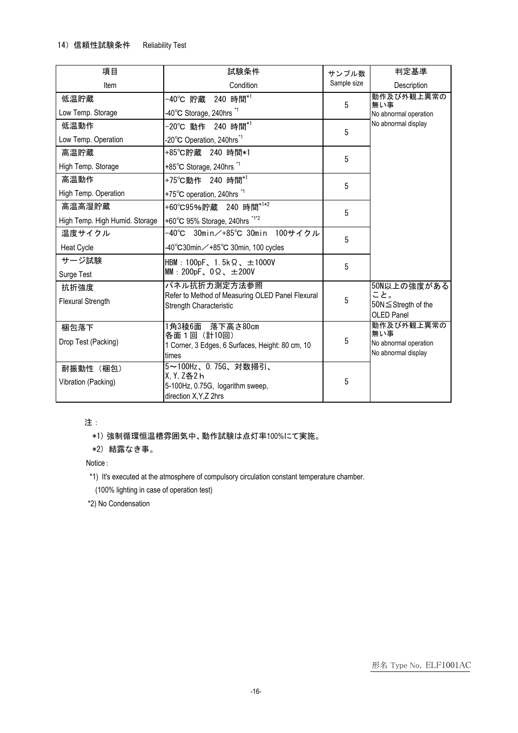## 14）信頼性試験条件　Reliability Test

| 項目<br>Item | 試験条件<br>Condition | サンプル数<br>Sample size | 判定基準<br>Description |
|---|---|---|---|
| 低温貯蔵<br>Low Temp. Storage | -40℃ 貯蔵　240 時間*1<br>-40℃ Storage, 240hrs *1 | 5 | 動作及び外観上異常の無い事<br>No abnormal operation<br>No abnormal display |
| 低温動作<br>Low Temp. Operation | -20℃ 動作　240 時間*1<br>-20℃ Operation, 240hrs*1 | 5 | |
| 高温貯蔵<br>High Temp. Storage | +85℃貯蔵　240 時間*1<br>+85℃ Storage, 240hrs *1 | 5 | |
| 高温動作<br>High Temp. Operation | +75℃動作　240 時間*1<br>+75℃ operation, 240hrs *1 | 5 | |
| 高温高湿貯蔵<br>High Temp. High Humid. Storage | +60℃95%貯蔵　240 時間*1*2<br>+60℃ 95% Storage, 240hrs *1*2 | 5 | |
| 温度サイクル<br>Heat Cycle | -40℃　30min／+85℃ 30min　100サイクル<br>-40℃30min／+85℃ 30min, 100 cycles | 5 | |
| サージ試験<br>Surge Test | HBM：100pF、1.5kΩ、±1000V<br>MM：200pF、0Ω、±200V | 5 | |
| 抗折強度<br>Flexural Strength | パネル抗折力測定方法参照<br>Refer to Method of Measuring OLED Panel Flexural Strength Characteristic | 5 | 50N以上の強度があること。<br>50N≦Stregth of the OLED Panel |
| 梱包落下<br>Drop Test (Packing) | 1角3稜6面　落下高さ80cm<br>各面１回（計10回）<br>1 Corner, 3 Edges, 6 Surfaces, Height: 80 cm, 10 times | 5 | 動作及び外観上異常の無い事<br>No abnormal operation<br>No abnormal display |
| 耐振動性（梱包）<br>Vibration (Packing) | 5～100Hz、0.75G、対数掃引、<br>X,Y,Z各2ｈ<br>5-100Hz, 0.75G, logarithm sweep, direction X,Y,Z 2hrs | 5 | |

注：

*1）強制循環恒温槽雰囲気中、動作試験は点灯率100%にて実施。

*2）結露なき事。

Notice：

*1) It's executed at the atmosphere of compulsory circulation constant temperature chamber.
(100% lighting in case of operation test)

*2) No Condensation

形名 Type No. ELF1001AC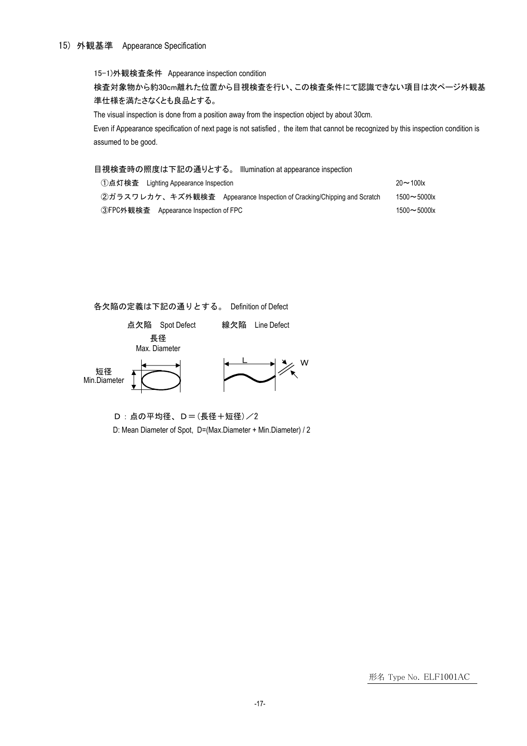## 15) 外観基準　Appearance Specification

### 15-1)外観検査条件　Appearance inspection condition

検査対象物から約30cm離れた位置から目視検査を行い、この検査条件にて認識できない項目は次ページ外観基準仕様を満たさなくとも良品とする。

The visual inspection is done from a position away from the inspection object by about 30cm.

Even if Appearance specification of next page is not satisfied , the item that cannot be recognized by this inspection condition is assumed to be good.

目視検査時の照度は下記の通りとする。 Illumination at appearance inspection

| | |
|---|---|
| ①点灯検査　Lighting Appearance Inspection | 20～100lx |
| ②ガラスワレカケ、キズ外観検査　Appearance Inspection of Cracking/Chipping and Scratch | 1500～5000lx |
| ③FPC外観検査　Appearance Inspection of FPC | 1500～5000lx |

各欠陥の定義は下記の通りとする。 Definition of Defect

点欠陥　Spot Defect　　　線欠陥　Line Defect

長径 Max. Diameter

短径 Min.Diameter

L　W

D：点の平均径、D＝(長径＋短径)／2

D: Mean Diameter of Spot, D=(Max.Diameter + Min.Diameter) / 2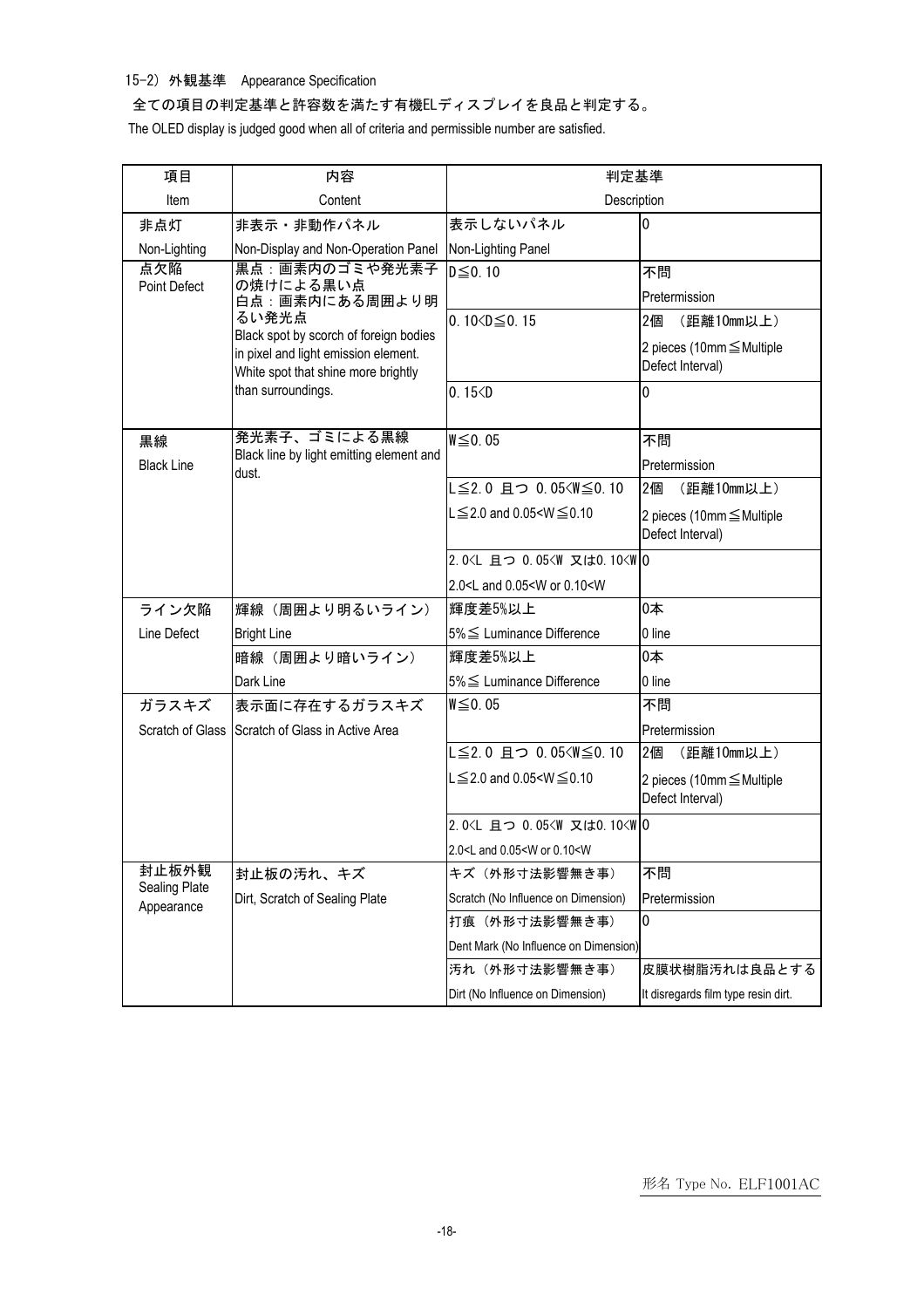15-2) 外観基準　Appearance Specification

全ての項目の判定基準と許容数を満たす有機ELディスプレイを良品と判定する。

The OLED display is judged good when all of criteria and permissible number are satisfied.

| 項目<br>Item | 内容<br>Content | 判定基準<br>Description | |
|---|---|---|---|
| 非点灯<br>Non-Lighting | 非表示・非動作パネル<br>Non-Display and Non-Operation Panel | 表示しないパネル<br>Non-Lighting Panel | 0 |
| 点欠陥<br>Point Defect | 黒点：画素内のゴミや発光素子の焼けによる黒い点<br>白点：画素内にある周囲より明るい発光点<br>Black spot by scorch of foreign bodies in pixel and light emission element.<br>White spot that shine more brightly than surroundings. | D≦0.10 | 不問<br>Pretermission |
| | | 0.10<D≦0.15 | 2個　（距離10mm以上）<br>2 pieces (10mm≦Multiple Defect Interval) |
| | | 0.15<D | 0 |
| 黒線<br>Black Line | 発光素子、ゴミによる黒線<br>Black line by light emitting element and dust. | W≦0.05 | 不問<br>Pretermission |
| | | L≦2.0 且つ 0.05<W≦0.10<br>L≦2.0 and 0.05<W≦0.10 | 2個　（距離10mm以上）<br>2 pieces (10mm≦Multiple Defect Interval) |
| | | 2.0<L 且つ 0.05<W 又は0.10<W<br>2.0<L and 0.05<W or 0.10<W | 0 |
| ライン欠陥<br>Line Defect | 輝線（周囲より明るいライン）<br>Bright Line | 輝度差5%以上<br>5%≦ Luminance Difference | 0本<br>0 line |
| | 暗線（周囲より暗いライン）<br>Dark Line | 輝度差5%以上<br>5%≦ Luminance Difference | 0本<br>0 line |
| ガラスキズ<br>Scratch of Glass | 表示面に存在するガラスキズ<br>Scratch of Glass in Active Area | W≦0.05 | 不問<br>Pretermission |
| | | L≦2.0 且つ 0.05<W≦0.10<br>L≦2.0 and 0.05<W≦0.10 | 2個　（距離10mm以上）<br>2 pieces (10mm≦Multiple Defect Interval) |
| | | 2.0<L 且つ 0.05<W 又は0.10<W<br>2.0<L and 0.05<W or 0.10<W | 0 |
| 封止板外観<br>Sealing Plate Appearance | 封止板の汚れ、キズ<br>Dirt, Scratch of Sealing Plate | キズ（外形寸法影響無き事）<br>Scratch (No Influence on Dimension) | 不問<br>Pretermission |
| | | 打痕（外形寸法影響無き事）<br>Dent Mark (No Influence on Dimension) | 0 |
| | | 汚れ（外形寸法影響無き事）<br>Dirt (No Influence on Dimension) | 皮膜状樹脂汚れは良品とする<br>It disregards film type resin dirt. |

形名 Type No. ELF1001AC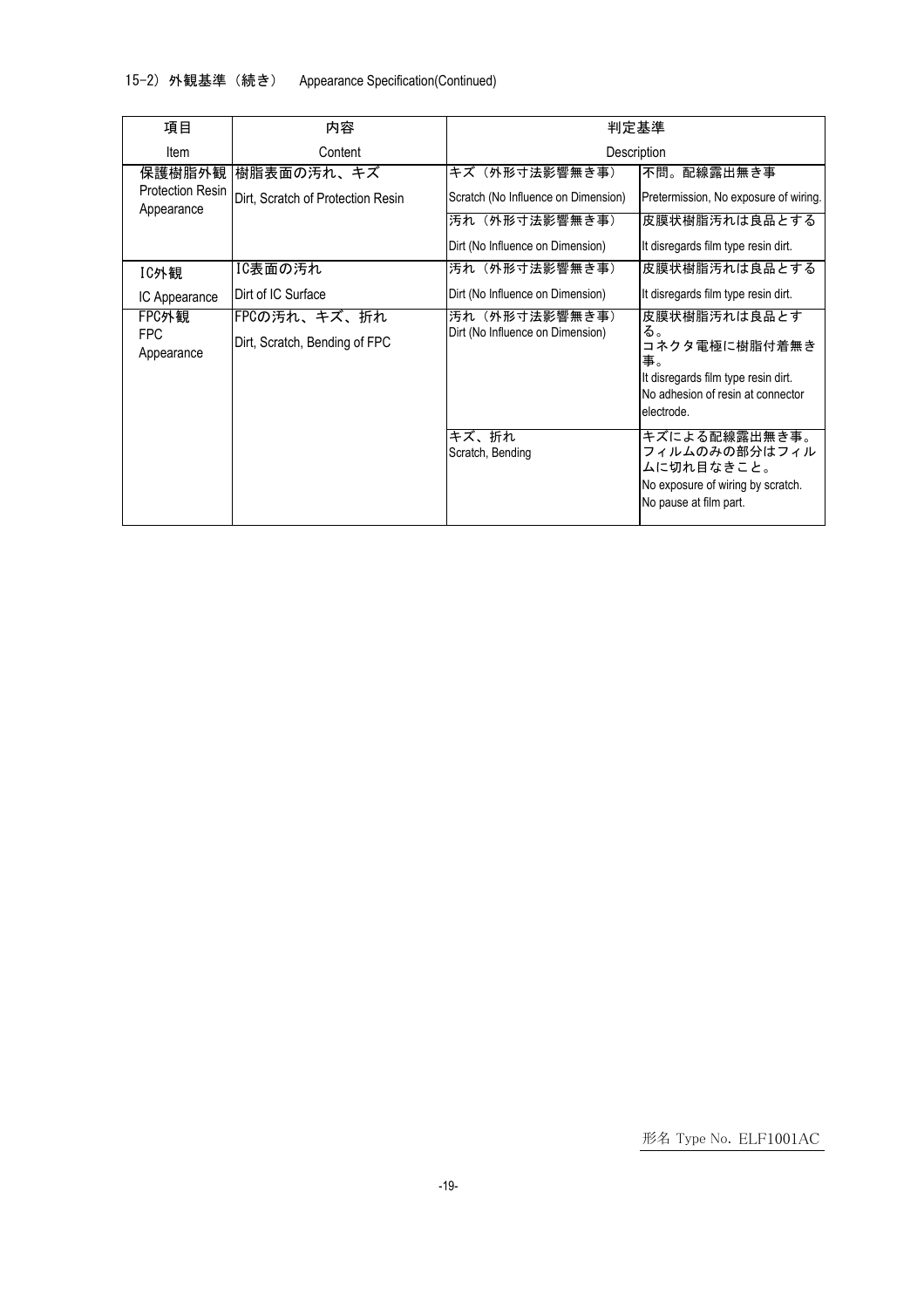15-2) 外観基準（続き） Appearance Specification(Continued)

| 項目<br>Item | 内容<br>Content | 判定基準<br>Description | |
|---|---|---|---|
| 保護樹脂外観<br>Protection Resin Appearance | 樹脂表面の汚れ、キズ<br>Dirt, Scratch of Protection Resin | キズ（外形寸法影響無き事）<br>Scratch (No Influence on Dimension) | 不問。配線露出無き事<br>Pretermission, No exposure of wiring. |
| | | 汚れ（外形寸法影響無き事）<br>Dirt (No Influence on Dimension) | 皮膜状樹脂汚れは良品とする<br>It disregards film type resin dirt. |
| IC外観<br>IC Appearance | IC表面の汚れ<br>Dirt of IC Surface | 汚れ（外形寸法影響無き事）<br>Dirt (No Influence on Dimension) | 皮膜状樹脂汚れは良品とする<br>It disregards film type resin dirt. |
| FPC外観<br>FPC Appearance | FPCの汚れ、キズ、折れ<br>Dirt, Scratch, Bending of FPC | 汚れ（外形寸法影響無き事）<br>Dirt (No Influence on Dimension) | 皮膜状樹脂汚れは良品とする。<br>コネクタ電極に樹脂付着無き事。<br>It disregards film type resin dirt.<br>No adhesion of resin at connector electrode. |
| | | キズ、折れ<br>Scratch, Bending | キズによる配線露出無き事。<br>フィルムのみの部分はフィルムに切れ目なきこと。<br>No exposure of wiring by scratch.<br>No pause at film part. |

形名 Type No. ELF1001AC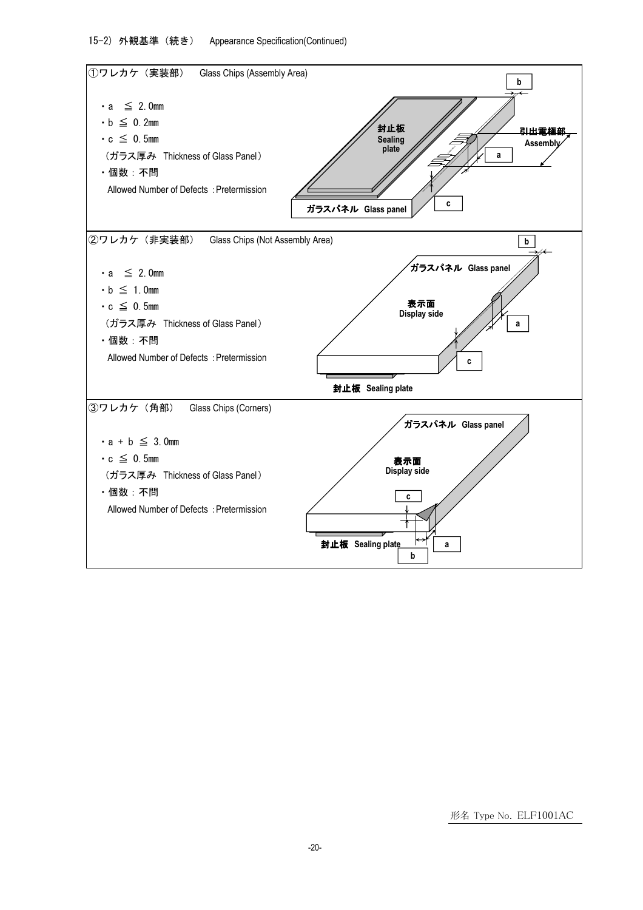### 15-2) 外観基準（続き） Appearance Specification(Continued)

#### ①ワレカケ（実装部） Glass Chips (Assembly Area)

- a ≦ 2.0mm
- b ≦ 0.2mm
- c ≦ 0.5mm

（ガラス厚み Thickness of Glass Panel）

- 個数：不問

Allowed Number of Defects : Pretermission

封止板 Sealing plate

引出電極部 Assembly

ガラスパネル Glass panel

#### ②ワレカケ（非実装部） Glass Chips (Not Assembly Area)

- a ≦ 2.0mm
- b ≦ 1.0mm
- c ≦ 0.5mm

（ガラス厚み Thickness of Glass Panel）

- 個数：不問

Allowed Number of Defects : Pretermission

ガラスパネル Glass panel

表示面 Display side

封止板 Sealing plate

#### ③ワレカケ（角部） Glass Chips (Corners)

- a + b ≦ 3.0mm
- c ≦ 0.5mm

（ガラス厚み Thickness of Glass Panel）

- 個数：不問

Allowed Number of Defects : Pretermission

ガラスパネル Glass panel

表示面 Display side

封止板 Sealing plate

形名 Type No. ELF1001AC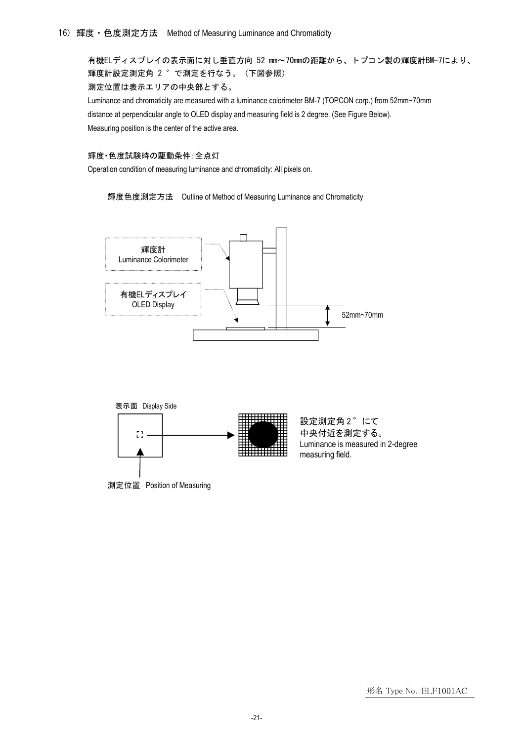### 16) 輝度・色度測定方法　Method of Measuring Luminance and Chromaticity

有機ELディスプレイの表示面に対し垂直方向 52 mm～70mmの距離から、トプコン製の輝度計BM-7により、輝度計設定測定角 2 ° で測定を行なう。（下図参照）
測定位置は表示エリアの中央部とする。

Luminance and chromaticity are measured with a luminance colorimeter BM-7 (TOPCON corp.) from 52mm~70mm distance at perpendicular angle to OLED display and measuring field is 2 degree. (See Figure Below).
Measuring position is the center of the active area.

輝度・色度試験時の駆動条件：全点灯
Operation condition of measuring luminance and chromaticity: All pixels on.

輝度色度測定方法　Outline of Method of Measuring Luminance and Chromaticity

輝度計
Luminance Colorimeter

有機ELディスプレイ
OLED Display

52mm~70mm

表示面　Display Side

設定測定角２°にて
中央付近を測定する。
Luminance is measured in 2-degree measuring field.

測定位置　Position of Measuring

形名 Type No. ELF1001AC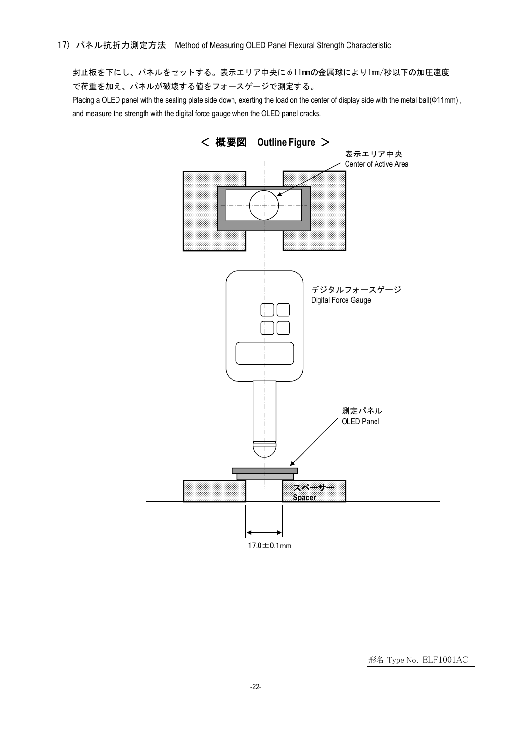## 17）パネル抗折力測定方法　Method of Measuring OLED Panel Flexural Strength Characteristic

封止板を下にし、パネルをセットする。表示エリア中央にφ11㎜の金属球により1㎜/秒以下の加圧速度で荷重を加え、パネルが破壊する値をフォースゲージで測定する。

Placing a OLED panel with the sealing plate side down, exerting the load on the center of display side with the metal ball(Φ11mm) , and measure the strength with the digital force gauge when the OLED panel cracks.

**＜ 概要図　Outline Figure ＞**

表示エリア中央
Center of Active Area

デジタルフォースゲージ
Digital Force Gauge

測定パネル
OLED Panel

スペーサー
Spacer

17.0±0.1mm

形名 Type No. ELF1001AC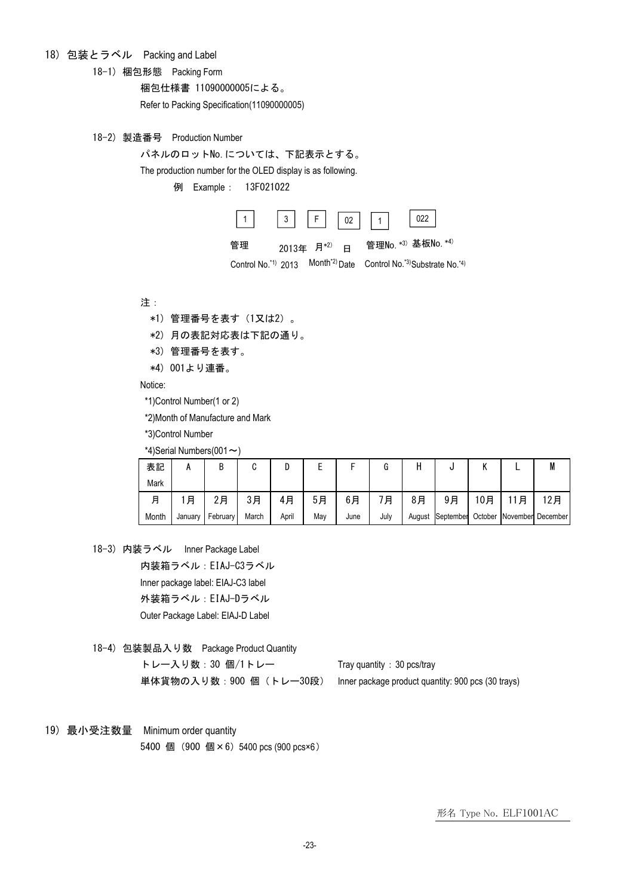## 18) 包装とラベル　Packing and Label

### 18-1) 梱包形態　Packing Form

梱包仕様書 11090000005による。

Refer to Packing Specification(11090000005)

### 18-2) 製造番号　Production Number

パネルのロットNo.については、下記表示とする。

The production number for the OLED display is as following.

例　Example：　13F021022

| 1 | 3 | F | 02 | 1 | 022 |
|---|---|---|---|---|---|
| 管理 Control No.*1) | 2013年 2013 | 月*2) Month*2) | 日 Date | 管理No. *3) Control No.*3) | 基板No. *4) Substrate No.*4) |

注：

*1) 管理番号を表す（1又は2）。

*2) 月の表記対応表は下記の通り。

*3) 管理番号を表す。

*4) 001より連番。

Notice:

*1)Control Number(1 or 2)

*2)Month of Manufacture and Mark

*3)Control Number

*4)Serial Numbers(001～)

| 表記 Mark | A | B | C | D | E | F | G | H | J | K | L | M |
|---|---|---|---|---|---|---|---|---|---|---|---|---|
| 月 Month | 1月 January | 2月 February | 3月 March | 4月 April | 5月 May | 6月 June | 7月 July | 8月 August | 9月 September | 10月 October | 11月 November | 12月 December |

### 18-3) 内装ラベル　Inner Package Label

内装箱ラベル：EIAJ-C3ラベル

Inner package label: EIAJ-C3 label

外装箱ラベル：EIAJ-Dラベル

Outer Package Label: EIAJ-D Label

### 18-4) 包装製品入り数　Package Product Quantity

トレー入り数：30 個/1トレー　　Tray quantity : 30 pcs/tray

単体貨物の入り数：900 個（トレー30段）　　Inner package product quantity: 900 pcs (30 trays)

## 19) 最小受注数量　Minimum order quantity

5400 個（900 個×6）5400 pcs (900 pcs×6）

形名 Type No. ELF1001AC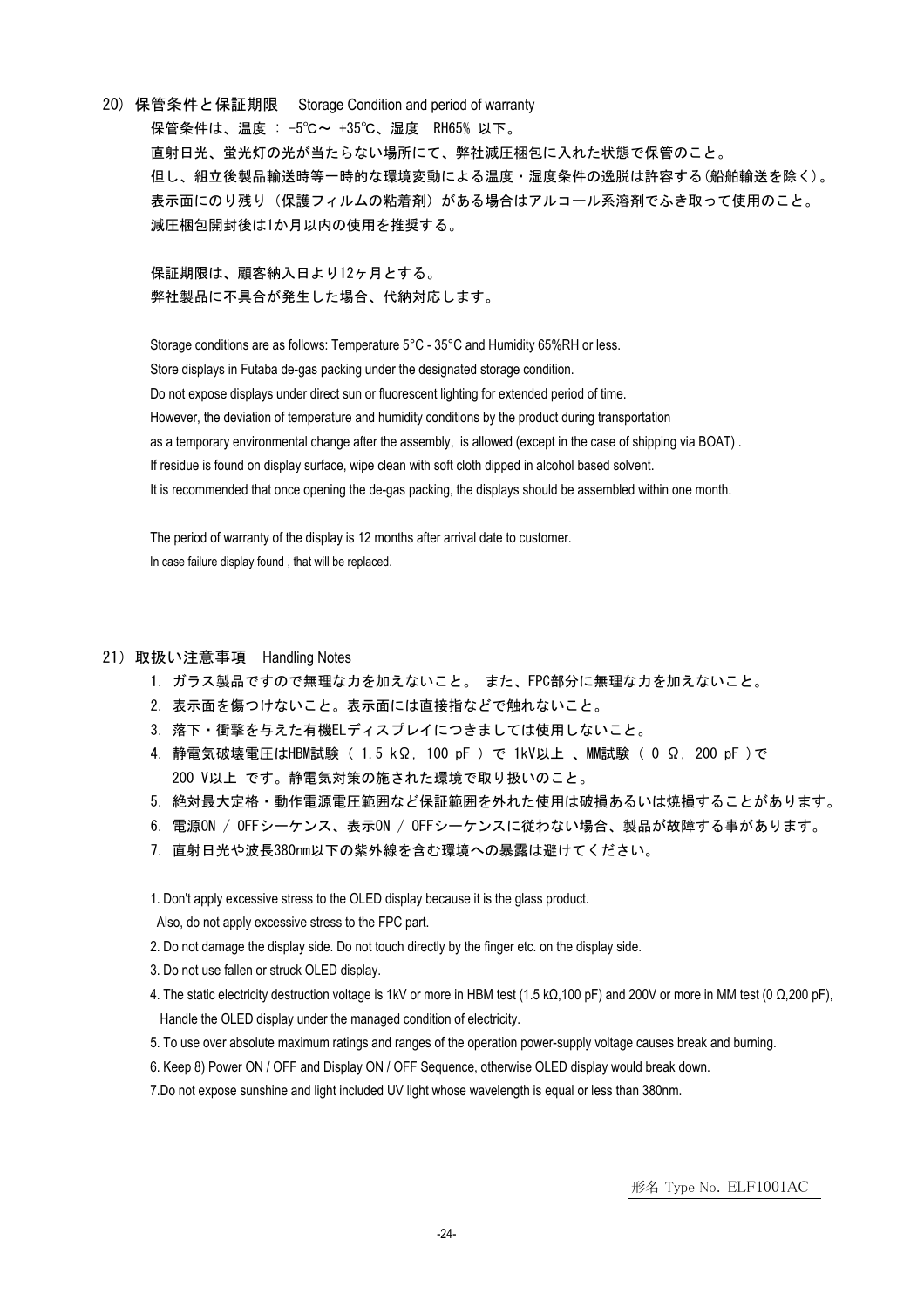## 20) 保管条件と保証期限　Storage Condition and period of warranty

保管条件は、温度 ： -5℃～ +35℃、湿度　RH65% 以下。
直射日光、蛍光灯の光が当たらない場所にて、弊社減圧梱包に入れた状態で保管のこと。
但し、組立後製品輸送時等一時的な環境変動による温度・湿度条件の逸脱は許容する(船舶輸送を除く)。
表示面にのり残り（保護フィルムの粘着剤）がある場合はアルコール系溶剤でふき取って使用のこと。
減圧梱包開封後は1か月以内の使用を推奨する。

保証期限は、顧客納入日より12ヶ月とする。
弊社製品に不具合が発生した場合、代納対応します。

Storage conditions are as follows: Temperature 5°C - 35°C and Humidity 65%RH or less.
Store displays in Futaba de-gas packing under the designated storage condition.
Do not expose displays under direct sun or fluorescent lighting for extended period of time.
However, the deviation of temperature and humidity conditions by the product during transportation
as a temporary environmental change after the assembly, is allowed (except in the case of shipping via BOAT) .
If residue is found on display surface, wipe clean with soft cloth dipped in alcohol based solvent.
It is recommended that once opening the de-gas packing, the displays should be assembled within one month.

The period of warranty of the display is 12 months after arrival date to customer.
In case failure display found , that will be replaced.

## 21) 取扱い注意事項　Handling Notes

1. ガラス製品ですので無理な力を加えないこと。 また、FPC部分に無理な力を加えないこと。
2. 表示面を傷つけないこと。表示面には直接指などで触れないこと。
3. 落下・衝撃を与えた有機ELディスプレイにつきましては使用しないこと。
4. 静電気破壊電圧はHBM試験 ( 1.5 kΩ, 100 pF ) で 1kV以上 、MM試験 ( 0 Ω, 200 pF )で 200 V以上 です。静電気対策の施された環境で取り扱いのこと。
5. 絶対最大定格・動作電源電圧範囲など保証範囲を外れた使用は破損あるいは焼損することがあります。
6. 電源ON / OFFシーケンス、表示ON / OFFシーケンスに従わない場合、製品が故障する事があります。
7. 直射日光や波長380nm以下の紫外線を含む環境への暴露は避けてください。

1. Don't apply excessive stress to the OLED display because it is the glass product.
   Also, do not apply excessive stress to the FPC part.
2. Do not damage the display side. Do not touch directly by the finger etc. on the display side.
3. Do not use fallen or struck OLED display.
4. The static electricity destruction voltage is 1kV or more in HBM test (1.5 kΩ,100 pF) and 200V or more in MM test (0 Ω,200 pF),
   Handle the OLED display under the managed condition of electricity.
5. To use over absolute maximum ratings and ranges of the operation power-supply voltage causes break and burning.
6. Keep 8) Power ON / OFF and Display ON / OFF Sequence, otherwise OLED display would break down.
7. Do not expose sunshine and light included UV light whose wavelength is equal or less than 380nm.

形名 Type No. ELF1001AC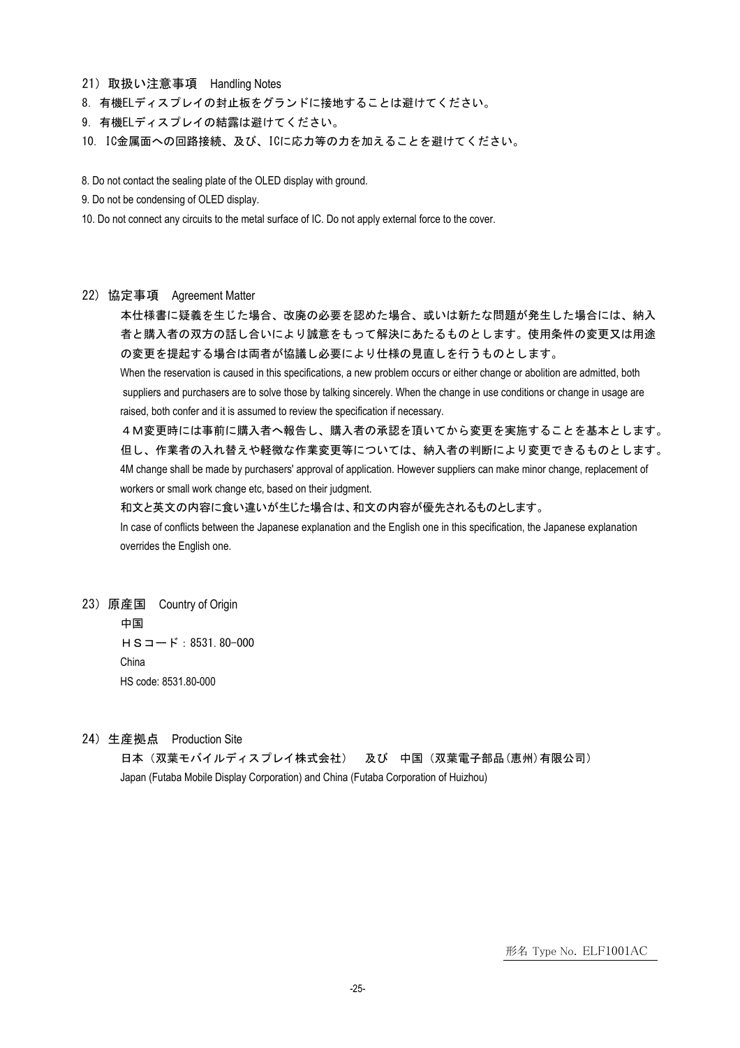## 21) 取扱い注意事項　Handling Notes

8. 有機ELディスプレイの封止板をグランドに接地することは避けてください。
9. 有機ELディスプレイの結露は避けてください。
10. IC金属面への回路接続、及び、ICに応力等の力を加えることを避けてください。

8. Do not contact the sealing plate of the OLED display with ground.
9. Do not be condensing of OLED display.
10. Do not connect any circuits to the metal surface of IC. Do not apply external force to the cover.

## 22) 協定事項　Agreement Matter

本仕様書に疑義を生じた場合、改廃の必要を認めた場合、或いは新たな問題が発生した場合には、納入者と購入者の双方の話し合いにより誠意をもって解決にあたるものとします。使用条件の変更又は用途の変更を提起する場合は両者が協議し必要により仕様の見直しを行うものとします。

When the reservation is caused in this specifications, a new problem occurs or either change or abolition are admitted, both suppliers and purchasers are to solve those by talking sincerely. When the change in use conditions or change in usage are raised, both confer and it is assumed to review the specification if necessary.

４Ｍ変更時には事前に購入者へ報告し、購入者の承認を頂いてから変更を実施することを基本とします。但し、作業者の入れ替えや軽微な作業変更等については、納入者の判断により変更できるものとします。

4M change shall be made by purchasers' approval of application. However suppliers can make minor change, replacement of workers or small work change etc, based on their judgment.

和文と英文の内容に食い違いが生じた場合は、和文の内容が優先されるものとします。

In case of conflicts between the Japanese explanation and the English one in this specification, the Japanese explanation overrides the English one.

## 23) 原産国　Country of Origin

中国
ＨＳコード：8531.80-000
China
HS code: 8531.80-000

## 24) 生産拠点　Production Site

日本（双葉モバイルディスプレイ株式会社）　及び　中国（双葉電子部品(恵州)有限公司）
Japan (Futaba Mobile Display Corporation) and China (Futaba Corporation of Huizhou)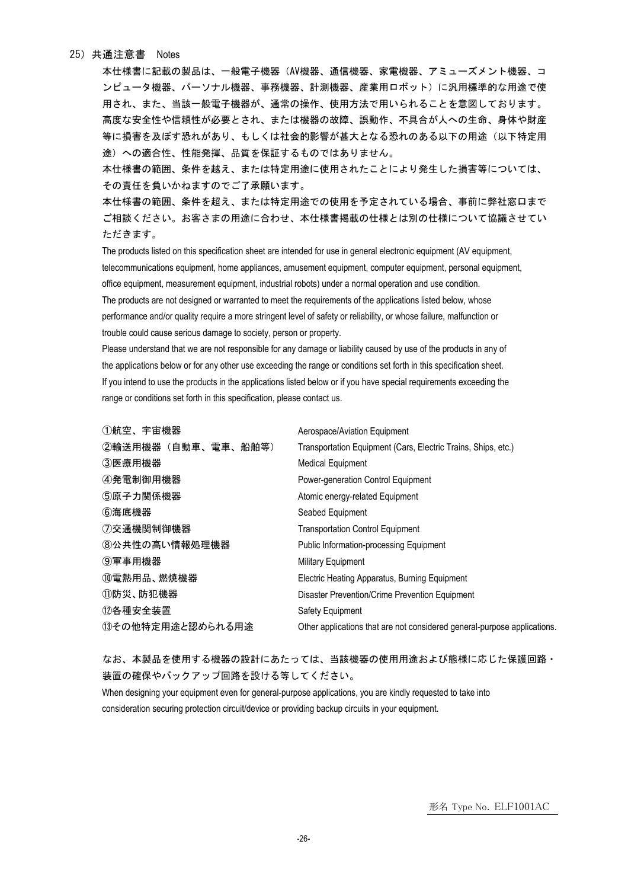## 25）共通注意書　Notes

本仕様書に記載の製品は、一般電子機器（AV機器、通信機器、家電機器、アミューズメント機器、コンピュータ機器、パーソナル機器、事務機器、計測機器、産業用ロボット）に汎用標準的な用途で使用され、また、当該一般電子機器が、通常の操作、使用方法で用いられることを意図しております。高度な安全性や信頼性が必要とされ、または機器の故障、誤動作、不具合が人への生命、身体や財産等に損害を及ぼす恐れがあり、もしくは社会的影響が甚大となる恐れのある以下の用途（以下特定用途）への適合性、性能発揮、品質を保証するものではありません。

本仕様書の範囲、条件を越え、または特定用途に使用されたことにより発生した損害等については、その責任を負いかねますのでご了承願います。

本仕様書の範囲、条件を超え、または特定用途での使用を予定されている場合、事前に弊社窓口までご相談ください。お客さまの用途に合わせ、本仕様書掲載の仕様とは別の仕様について協議させていただきます。

The products listed on this specification sheet are intended for use in general electronic equipment (AV equipment, telecommunications equipment, home appliances, amusement equipment, computer equipment, personal equipment, office equipment, measurement equipment, industrial robots) under a normal operation and use condition.

The products are not designed or warranted to meet the requirements of the applications listed below, whose performance and/or quality require a more stringent level of safety or reliability, or whose failure, malfunction or trouble could cause serious damage to society, person or property.

Please understand that we are not responsible for any damage or liability caused by use of the products in any of the applications below or for any other use exceeding the range or conditions set forth in this specification sheet.

If you intend to use the products in the applications listed below or if you have special requirements exceeding the range or conditions set forth in this specification, please contact us.

| | |
|---|---|
| ①航空、宇宙機器 | Aerospace/Aviation Equipment |
| ②輸送用機器（自動車、電車、船舶等） | Transportation Equipment (Cars, Electric Trains, Ships, etc.) |
| ③医療用機器 | Medical Equipment |
| ④発電制御用機器 | Power-generation Control Equipment |
| ⑤原子力関係機器 | Atomic energy-related Equipment |
| ⑥海底機器 | Seabed Equipment |
| ⑦交通機関制御機器 | Transportation Control Equipment |
| ⑧公共性の高い情報処理機器 | Public Information-processing Equipment |
| ⑨軍事用機器 | Military Equipment |
| ⑩電熱用品、燃焼機器 | Electric Heating Apparatus, Burning Equipment |
| ⑪防災、防犯機器 | Disaster Prevention/Crime Prevention Equipment |
| ⑫各種安全装置 | Safety Equipment |
| ⑬その他特定用途と認められる用途 | Other applications that are not considered general-purpose applications. |

なお、本製品を使用する機器の設計にあたっては、当該機器の使用用途および態様に応じた保護回路・装置の確保やバックアップ回路を設ける等してください。

When designing your equipment even for general-purpose applications, you are kindly requested to take into consideration securing protection circuit/device or providing backup circuits in your equipment.

形名 Type No. ELF1001AC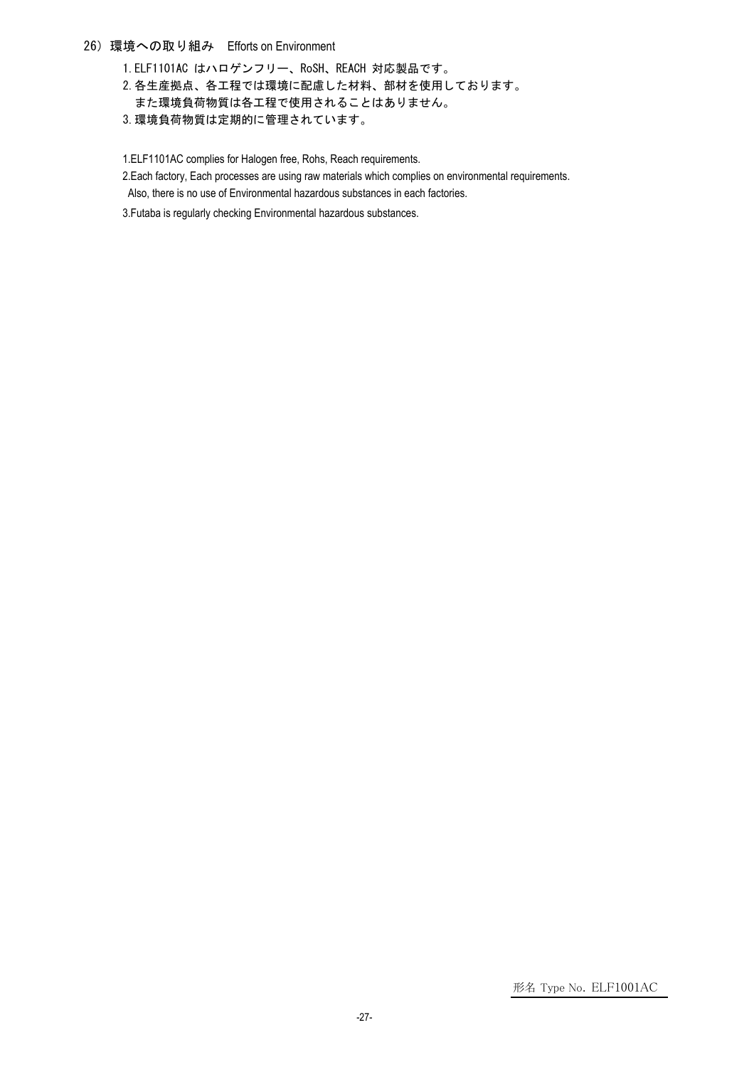## 26）環境への取り組み　Efforts on Environment

1. ELF1101AC はハロゲンフリー、RoSH、REACH 対応製品です。
2. 各生産拠点、各工程では環境に配慮した材料、部材を使用しております。
   また環境負荷物質は各工程で使用されることはありません。
3. 環境負荷物質は定期的に管理されています。

1.ELF1101AC complies for Halogen free, Rohs, Reach requirements.

2.Each factory, Each processes are using raw materials which complies on environmental requirements.
Also, there is no use of Environmental hazardous substances in each factories.

3.Futaba is regularly checking Environmental hazardous substances.

形名 Type No. ELF1001AC